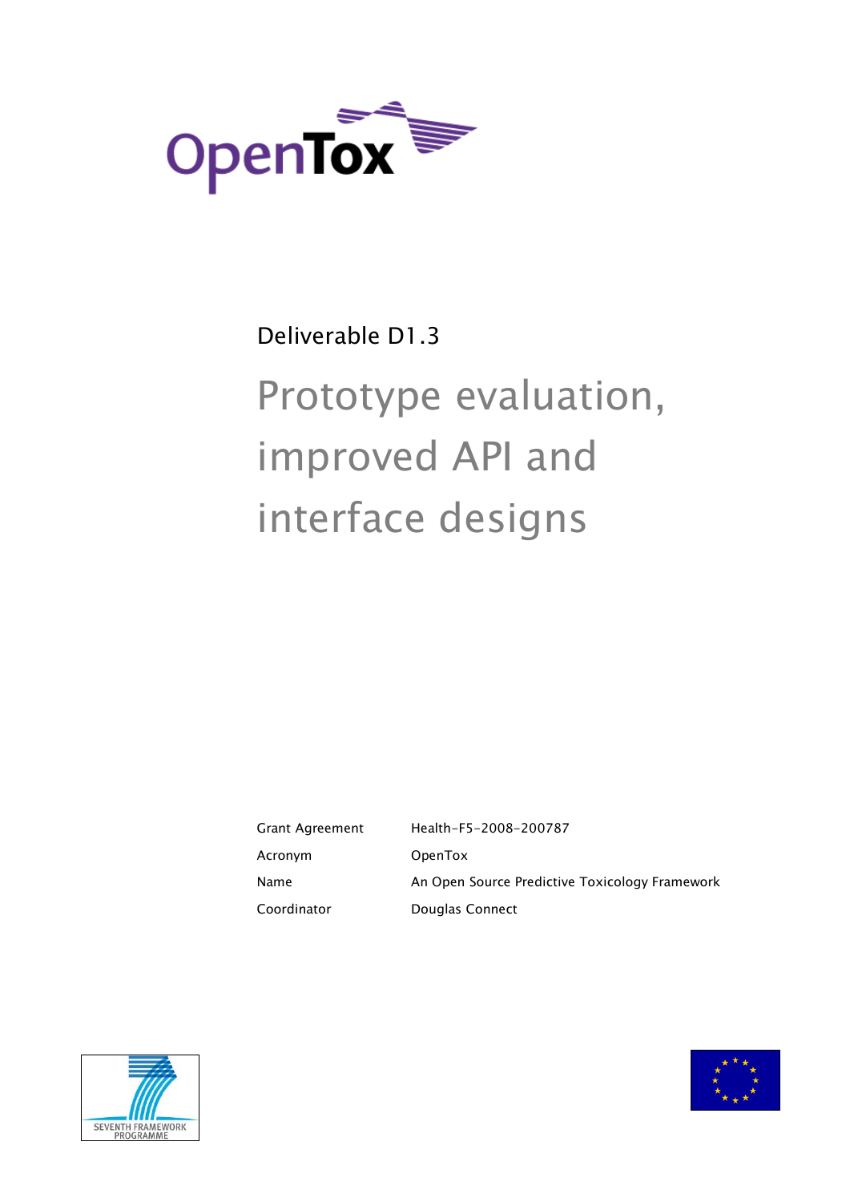OpenTox

Deliverable D1.3

# Prototype evaluation, improved API and interface designs

| | |
|---|---|
| Grant Agreement | Health-F5-2008-200787 |
| Acronym | OpenTox |
| Name | An Open Source Predictive Toxicology Framework |
| Coordinator | Douglas Connect |

SEVENTH FRAMEWORK PROGRAMME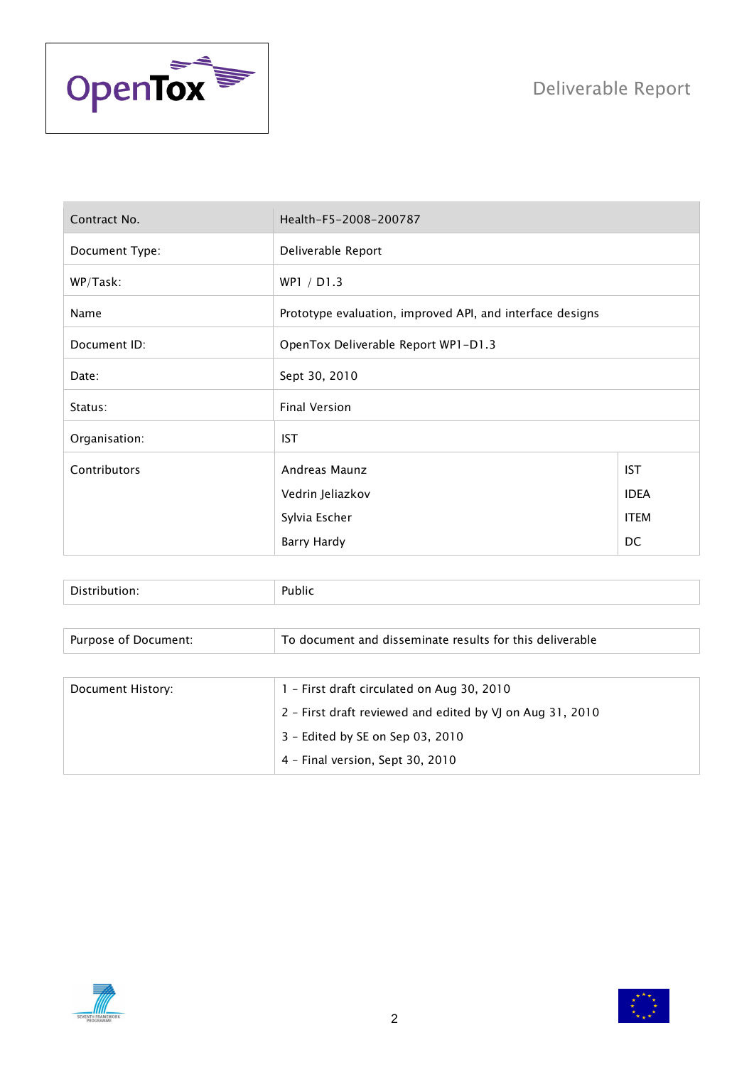Deliverable Report

| | | |
|---|---|---|
| Contract No. | Health-F5-2008-200787 | |
| Document Type: | Deliverable Report | |
| WP/Task: | WP1 / D1.3 | |
| Name | Prototype evaluation, improved API, and interface designs | |
| Document ID: | OpenTox Deliverable Report WP1-D1.3 | |
| Date: | Sept 30, 2010 | |
| Status: | Final Version | |
| Organisation: | IST | |
| Contributors | Andreas Maunz | IST |
| | Vedrin Jeliazkov | IDEA |
| | Sylvia Escher | ITEM |
| | Barry Hardy | DC |

| | |
|---|---|
| Distribution: | Public |

| | |
|---|---|
| Purpose of Document: | To document and disseminate results for this deliverable |

| | |
|---|---|
| Document History: | 1 - First draft circulated on Aug 30, 2010 |
| | 2 - First draft reviewed and edited by VJ on Aug 31, 2010 |
| | 3 - Edited by SE on Sep 03, 2010 |
| | 4 - Final version, Sept 30, 2010 |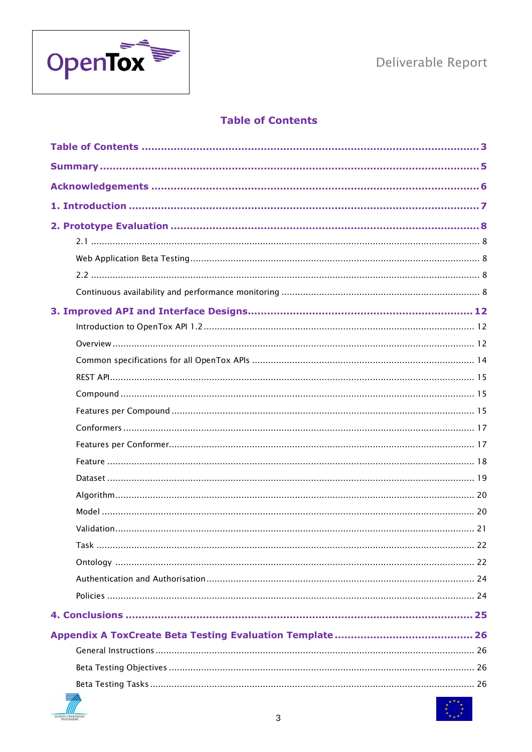## Table of Contents

**Table of Contents** ........................................................................................................ **3**

**Summary** ........................................................................................................................ **5**

**Acknowledgements** ........................................................................................................ **6**

**1. Introduction** ................................................................................................................ **7**

**2. Prototype Evaluation** ................................................................................................. **8**

2.1 ........................................................................................................................................ 8

Web Application Beta Testing ............................................................................................. 8

2.2 ........................................................................................................................................ 8

Continuous availability and performance monitoring ......................................................... 8

**3. Improved API and Interface Designs** ....................................................................... **12**

Introduction to OpenTox API 1.2 ...................................................................................... 12

Overview ............................................................................................................................ 12

Common specifications for all OpenTox APIs .................................................................. 14

REST API ........................................................................................................................... 15

Compound .......................................................................................................................... 15

Features per Compound ..................................................................................................... 15

Conformers ......................................................................................................................... 17

Features per Conformer ..................................................................................................... 17

Feature ............................................................................................................................... 18

Dataset ............................................................................................................................... 19

Algorithm ........................................................................................................................... 20

Model ................................................................................................................................. 20

Validation ........................................................................................................................... 21

Task .................................................................................................................................... 22

Ontology ............................................................................................................................ 22

Authentication and Authorisation ...................................................................................... 24

Policies ............................................................................................................................... 24

**4. Conclusions** ................................................................................................................ **25**

**Appendix A ToxCreate Beta Testing Evaluation Template** ......................................... **26**

General Instructions ........................................................................................................... 26

Beta Testing Objectives ..................................................................................................... 26

Beta Testing Tasks ............................................................................................................. 26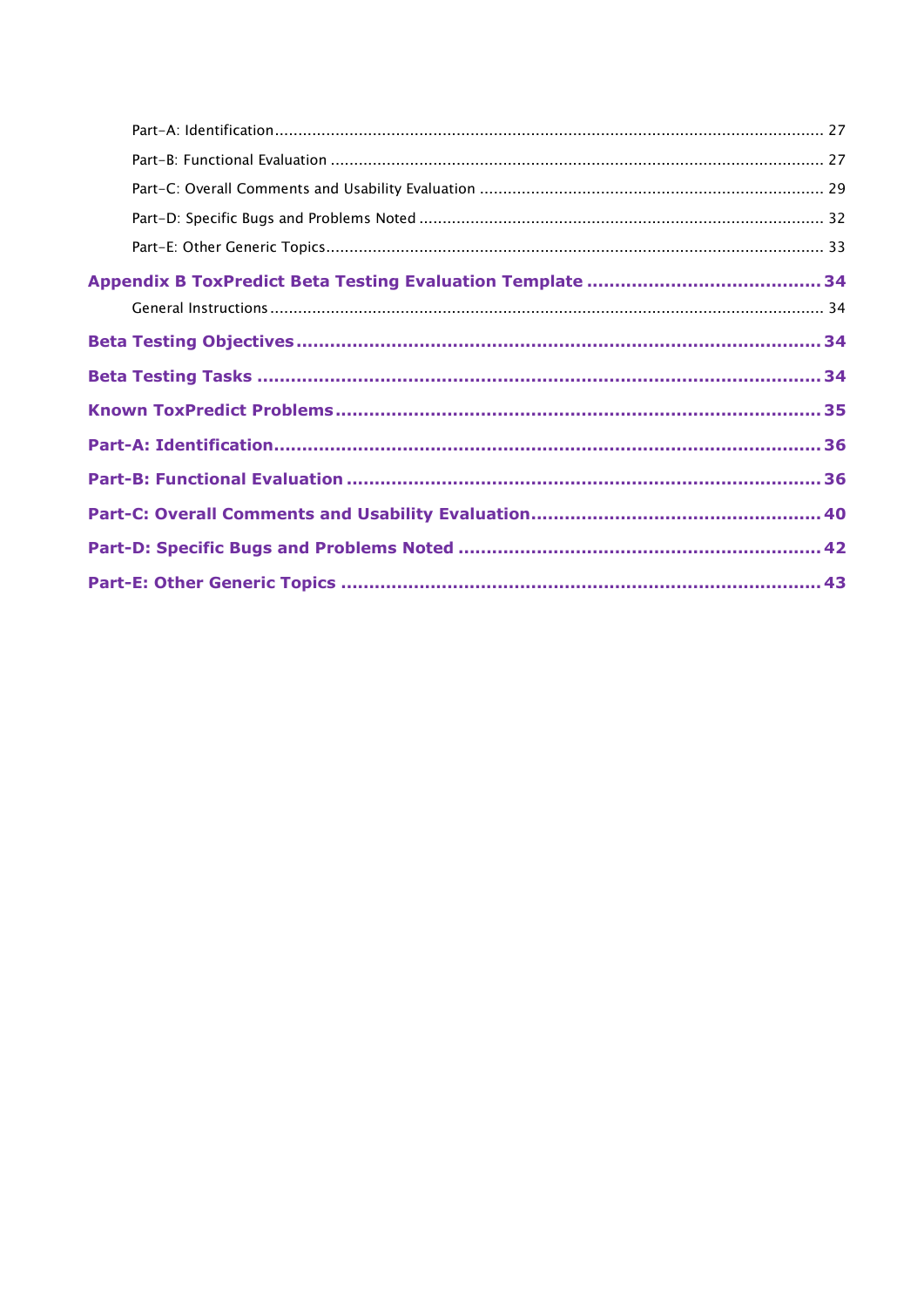Part-A: Identification ........ 27

Part-B: Functional Evaluation ........ 27

Part-C: Overall Comments and Usability Evaluation ........ 29

Part-D: Specific Bugs and Problems Noted ........ 32

Part-E: Other Generic Topics ........ 33

**Appendix B ToxPredict Beta Testing Evaluation Template ........ 34**

General Instructions ........ 34

**Beta Testing Objectives ........ 34**

**Beta Testing Tasks ........ 34**

**Known ToxPredict Problems ........ 35**

**Part-A: Identification ........ 36**

**Part-B: Functional Evaluation ........ 36**

**Part-C: Overall Comments and Usability Evaluation ........ 40**

**Part-D: Specific Bugs and Problems Noted ........ 42**

**Part-E: Other Generic Topics ........ 43**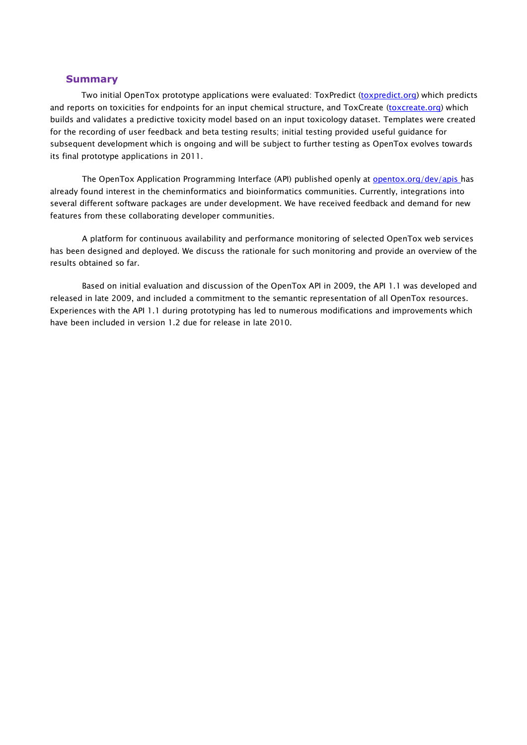## Summary

Two initial OpenTox prototype applications were evaluated: ToxPredict (toxpredict.org) which predicts and reports on toxicities for endpoints for an input chemical structure, and ToxCreate (toxcreate.org) which builds and validates a predictive toxicity model based on an input toxicology dataset. Templates were created for the recording of user feedback and beta testing results; initial testing provided useful guidance for subsequent development which is ongoing and will be subject to further testing as OpenTox evolves towards its final prototype applications in 2011.

The OpenTox Application Programming Interface (API) published openly at opentox.org/dev/apis has already found interest in the cheminformatics and bioinformatics communities. Currently, integrations into several different software packages are under development. We have received feedback and demand for new features from these collaborating developer communities.

A platform for continuous availability and performance monitoring of selected OpenTox web services has been designed and deployed. We discuss the rationale for such monitoring and provide an overview of the results obtained so far.

Based on initial evaluation and discussion of the OpenTox API in 2009, the API 1.1 was developed and released in late 2009, and included a commitment to the semantic representation of all OpenTox resources. Experiences with the API 1.1 during prototyping has led to numerous modifications and improvements which have been included in version 1.2 due for release in late 2010.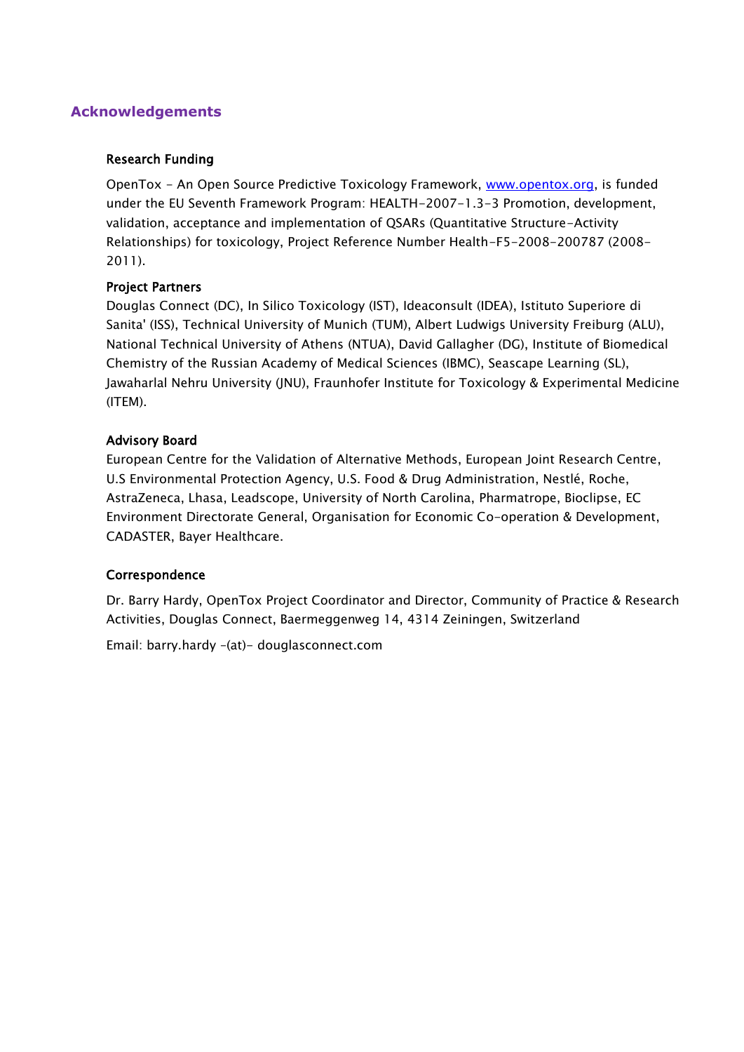## Acknowledgements

### Research Funding

OpenTox - An Open Source Predictive Toxicology Framework, www.opentox.org, is funded under the EU Seventh Framework Program: HEALTH-2007-1.3-3 Promotion, development, validation, acceptance and implementation of QSARs (Quantitative Structure-Activity Relationships) for toxicology, Project Reference Number Health-F5-2008-200787 (2008-2011).

### Project Partners

Douglas Connect (DC), In Silico Toxicology (IST), Ideaconsult (IDEA), Istituto Superiore di Sanita' (ISS), Technical University of Munich (TUM), Albert Ludwigs University Freiburg (ALU), National Technical University of Athens (NTUA), David Gallagher (DG), Institute of Biomedical Chemistry of the Russian Academy of Medical Sciences (IBMC), Seascape Learning (SL), Jawaharlal Nehru University (JNU), Fraunhofer Institute for Toxicology & Experimental Medicine (ITEM).

### Advisory Board

European Centre for the Validation of Alternative Methods, European Joint Research Centre, U.S Environmental Protection Agency, U.S. Food & Drug Administration, Nestlé, Roche, AstraZeneca, Lhasa, Leadscope, University of North Carolina, Pharmatrope, Bioclipse, EC Environment Directorate General, Organisation for Economic Co-operation & Development, CADASTER, Bayer Healthcare.

### Correspondence

Dr. Barry Hardy, OpenTox Project Coordinator and Director, Community of Practice & Research Activities, Douglas Connect, Baermeggenweg 14, 4314 Zeiningen, Switzerland

Email: barry.hardy -(at)- douglasconnect.com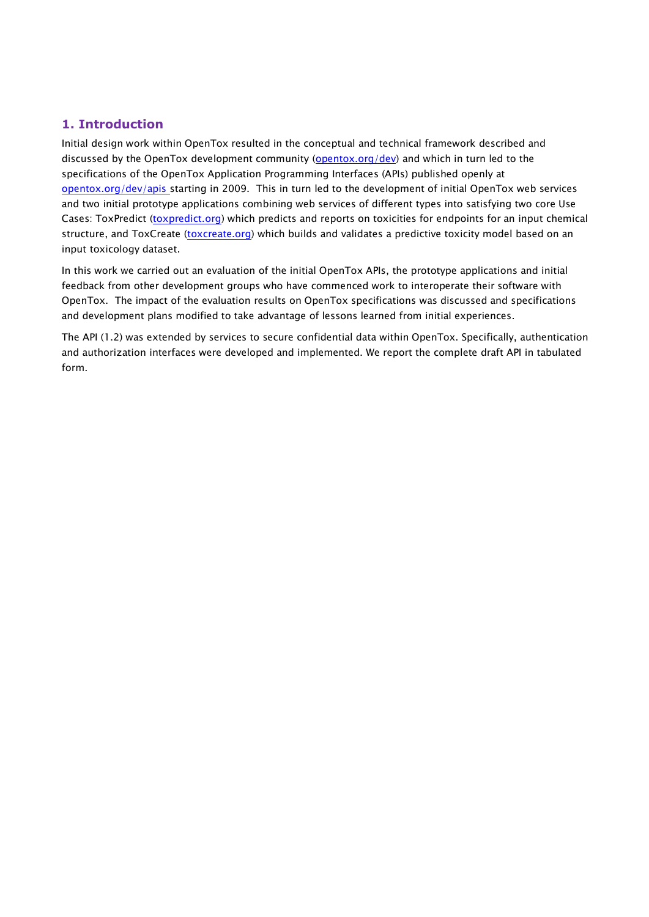## 1. Introduction

Initial design work within OpenTox resulted in the conceptual and technical framework described and discussed by the OpenTox development community (opentox.org/dev) and which in turn led to the specifications of the OpenTox Application Programming Interfaces (APIs) published openly at opentox.org/dev/apis starting in 2009. This in turn led to the development of initial OpenTox web services and two initial prototype applications combining web services of different types into satisfying two core Use Cases: ToxPredict (toxpredict.org) which predicts and reports on toxicities for endpoints for an input chemical structure, and ToxCreate (toxcreate.org) which builds and validates a predictive toxicity model based on an input toxicology dataset.

In this work we carried out an evaluation of the initial OpenTox APIs, the prototype applications and initial feedback from other development groups who have commenced work to interoperate their software with OpenTox. The impact of the evaluation results on OpenTox specifications was discussed and specifications and development plans modified to take advantage of lessons learned from initial experiences.

The API (1.2) was extended by services to secure confidential data within OpenTox. Specifically, authentication and authorization interfaces were developed and implemented. We report the complete draft API in tabulated form.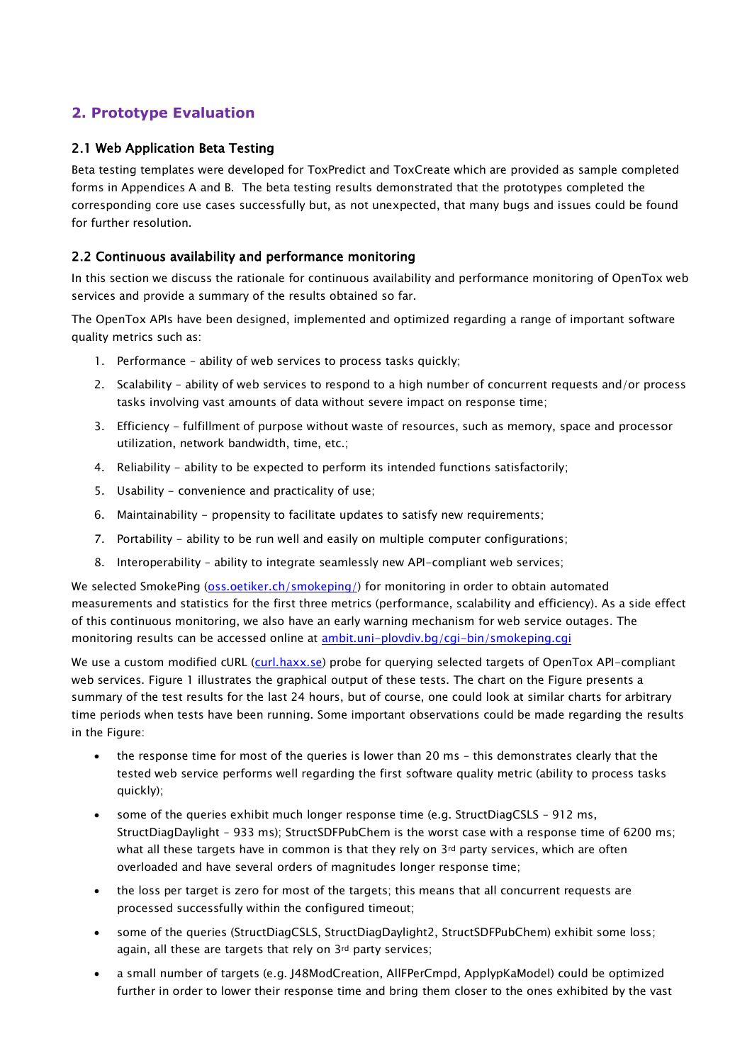## 2. Prototype Evaluation

### 2.1 Web Application Beta Testing

Beta testing templates were developed for ToxPredict and ToxCreate which are provided as sample completed forms in Appendices A and B. The beta testing results demonstrated that the prototypes completed the corresponding core use cases successfully but, as not unexpected, that many bugs and issues could be found for further resolution.

### 2.2 Continuous availability and performance monitoring

In this section we discuss the rationale for continuous availability and performance monitoring of OpenTox web services and provide a summary of the results obtained so far.

The OpenTox APIs have been designed, implemented and optimized regarding a range of important software quality metrics such as:

1. Performance – ability of web services to process tasks quickly;
2. Scalability – ability of web services to respond to a high number of concurrent requests and/or process tasks involving vast amounts of data without severe impact on response time;
3. Efficiency - fulfillment of purpose without waste of resources, such as memory, space and processor utilization, network bandwidth, time, etc.;
4. Reliability - ability to be expected to perform its intended functions satisfactorily;
5. Usability - convenience and practicality of use;
6. Maintainability - propensity to facilitate updates to satisfy new requirements;
7. Portability - ability to be run well and easily on multiple computer configurations;
8. Interoperability – ability to integrate seamlessly new API-compliant web services;

We selected SmokePing (oss.oetiker.ch/smokeping/) for monitoring in order to obtain automated measurements and statistics for the first three metrics (performance, scalability and efficiency). As a side effect of this continuous monitoring, we also have an early warning mechanism for web service outages. The monitoring results can be accessed online at ambit.uni-plovdiv.bg/cgi-bin/smokeping.cgi

We use a custom modified cURL (curl.haxx.se) probe for querying selected targets of OpenTox API-compliant web services. Figure 1 illustrates the graphical output of these tests. The chart on the Figure presents a summary of the test results for the last 24 hours, but of course, one could look at similar charts for arbitrary time periods when tests have been running. Some important observations could be made regarding the results in the Figure:

- the response time for most of the queries is lower than 20 ms – this demonstrates clearly that the tested web service performs well regarding the first software quality metric (ability to process tasks quickly);
- some of the queries exhibit much longer response time (e.g. StructDiagCSLS – 912 ms, StructDiagDaylight – 933 ms); StructSDFPubChem is the worst case with a response time of 6200 ms; what all these targets have in common is that they rely on 3rd party services, which are often overloaded and have several orders of magnitudes longer response time;
- the loss per target is zero for most of the targets; this means that all concurrent requests are processed successfully within the configured timeout;
- some of the queries (StructDiagCSLS, StructDiagDaylight2, StructSDFPubChem) exhibit some loss; again, all these are targets that rely on 3rd party services;
- a small number of targets (e.g. J48ModCreation, AllFPerCmpd, ApplypKaModel) could be optimized further in order to lower their response time and bring them closer to the ones exhibited by the vast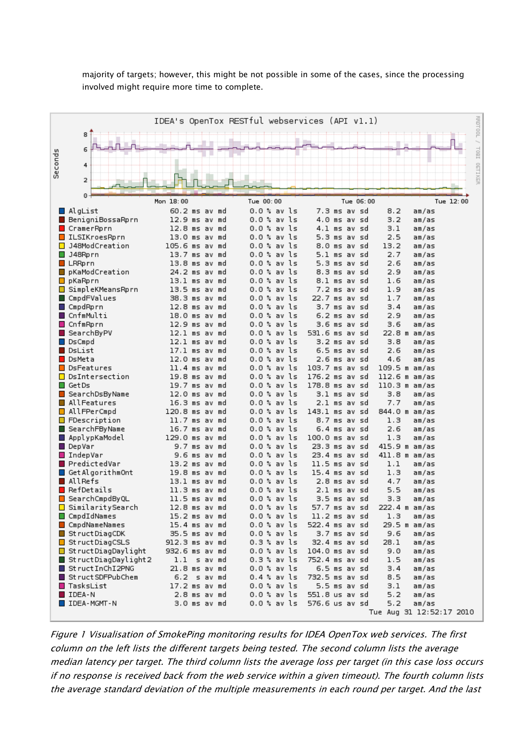majority of targets; however, this might be not possible in some of the cases, since the processing involved might require more time to complete.

IDEA's OpenTox RESTful webservices (API v1.1)

| Target | Median latency | | Loss | | Std. dev. | | am/as | |
|---|---|---|---|---|---|---|---|---|
| AlgList | 60.2 ms | av md | 0.0 % | av ls | 7.3 ms | av sd | 8.2 | am/as |
| BenigniBossaRprn | 12.9 ms | av md | 0.0 % | av ls | 4.0 ms | av sd | 3.2 | am/as |
| CramerRprn | 12.8 ms | av md | 0.0 % | av ls | 4.1 ms | av sd | 3.1 | am/as |
| ILSIKroesRprn | 13.0 ms | av md | 0.0 % | av ls | 5.3 ms | av sd | 2.5 | am/as |
| J48ModCreation | 105.6 ms | av md | 0.0 % | av ls | 8.0 ms | av sd | 13.2 | am/as |
| J48Rprn | 13.7 ms | av md | 0.0 % | av ls | 5.1 ms | av sd | 2.7 | am/as |
| LRRprn | 13.8 ms | av md | 0.0 % | av ls | 5.3 ms | av sd | 2.6 | am/as |
| pKaModCreation | 24.2 ms | av md | 0.0 % | av ls | 8.3 ms | av sd | 2.9 | am/as |
| pKaRprn | 13.1 ms | av md | 0.0 % | av ls | 8.1 ms | av sd | 1.6 | am/as |
| SimpleKMeansRprn | 13.5 ms | av md | 0.0 % | av ls | 7.2 ms | av sd | 1.9 | am/as |
| CmpdFValues | 38.3 ms | av md | 0.0 % | av ls | 22.7 ms | av sd | 1.7 | am/as |
| CmpdRprn | 12.8 ms | av md | 0.0 % | av ls | 3.7 ms | av sd | 3.4 | am/as |
| CnfmMulti | 18.0 ms | av md | 0.0 % | av ls | 6.2 ms | av sd | 2.9 | am/as |
| CnfmRprn | 12.9 ms | av md | 0.0 % | av ls | 3.6 ms | av sd | 3.6 | am/as |
| SearchByPV | 12.1 ms | av md | 0.0 % | av ls | 531.6 ms | av sd | 22.8 m | am/as |
| DsCmpd | 12.1 ms | av md | 0.0 % | av ls | 3.2 ms | av sd | 3.8 | am/as |
| DsList | 17.1 ms | av md | 0.0 % | av ls | 6.5 ms | av sd | 2.6 | am/as |
| DsMeta | 12.0 ms | av md | 0.0 % | av ls | 2.6 ms | av sd | 4.6 | am/as |
| DsFeatures | 11.4 ms | av md | 0.0 % | av ls | 103.7 ms | av sd | 109.5 m | am/as |
| DsIntersection | 19.8 ms | av md | 0.0 % | av ls | 176.2 ms | av sd | 112.6 m | am/as |
| GetDs | 19.7 ms | av md | 0.0 % | av ls | 178.8 ms | av sd | 110.3 m | am/as |
| SearchDsByName | 12.0 ms | av md | 0.0 % | av ls | 3.1 ms | av sd | 3.8 | am/as |
| AllFeatures | 16.3 ms | av md | 0.0 % | av ls | 2.1 ms | av sd | 7.7 | am/as |
| AllFPerCmpd | 120.8 ms | av md | 0.0 % | av ls | 143.1 ms | av sd | 844.0 m | am/as |
| FDescription | 11.7 ms | av md | 0.0 % | av ls | 8.7 ms | av sd | 1.3 | am/as |
| SearchFByName | 16.7 ms | av md | 0.0 % | av ls | 6.4 ms | av sd | 2.6 | am/as |
| ApplypKaModel | 129.0 ms | av md | 0.0 % | av ls | 100.0 ms | av sd | 1.3 | am/as |
| DepVar | 9.7 ms | av md | 0.0 % | av ls | 23.3 ms | av sd | 415.9 m | am/as |
| IndepVar | 9.6 ms | av md | 0.0 % | av ls | 23.4 ms | av sd | 411.8 m | am/as |
| PredictedVar | 13.2 ms | av md | 0.0 % | av ls | 11.5 ms | av sd | 1.1 | am/as |
| GetAlgorithmOnt | 19.8 ms | av md | 0.0 % | av ls | 15.4 ms | av sd | 1.3 | am/as |
| AllRefs | 13.1 ms | av md | 0.0 % | av ls | 2.8 ms | av sd | 4.7 | am/as |
| RefDetails | 11.3 ms | av md | 0.0 % | av ls | 2.1 ms | av sd | 5.5 | am/as |
| SearchCmpdByQL | 11.5 ms | av md | 0.0 % | av ls | 3.5 ms | av sd | 3.3 | am/as |
| SimilaritySearch | 12.8 ms | av md | 0.0 % | av ls | 57.7 ms | av sd | 222.4 m | am/as |
| CmpdIdNames | 15.2 ms | av md | 0.0 % | av ls | 11.2 ms | av sd | 1.3 | am/as |
| CmpdNameNames | 15.4 ms | av md | 0.0 % | av ls | 522.4 ms | av sd | 29.5 m | am/as |
| StructDiagCDK | 35.5 ms | av md | 0.0 % | av ls | 3.7 ms | av sd | 9.6 | am/as |
| StructDiagCSLS | 912.3 ms | av md | 0.3 % | av ls | 32.4 ms | av sd | 28.1 | am/as |
| StructDiagDaylight | 932.6 ms | av md | 0.0 % | av ls | 104.0 ms | av sd | 9.0 | am/as |
| StructDiagDaylight2 | 1.1 s | av md | 0.3 % | av ls | 752.4 ms | av sd | 1.5 | am/as |
| StructInChI2PNG | 21.8 ms | av md | 0.0 % | av ls | 6.5 ms | av sd | 3.4 | am/as |
| StructSDFPubChem | 6.2 s | av md | 0.4 % | av ls | 732.5 ms | av sd | 8.5 | am/as |
| TasksList | 17.2 ms | av md | 0.0 % | av ls | 5.5 ms | av sd | 3.1 | am/as |
| IDEA-N | 2.8 ms | av md | 0.0 % | av ls | 551.8 us | av sd | 5.2 | am/as |
| IDEA-MGMT-N | 3.0 ms | av md | 0.0 % | av ls | 576.6 us | av sd | 5.2 | am/as |

Tue Aug 31 12:52:17 2010

*Figure 1 Visualisation of SmokePing monitoring results for IDEA OpenTox web services. The first column on the left lists the different targets being tested. The second column lists the average median latency per target. The third column lists the average loss per target (in this case loss occurs if no response is received back from the web service within a given timeout). The fourth column lists the average standard deviation of the multiple measurements in each round per target. And the last*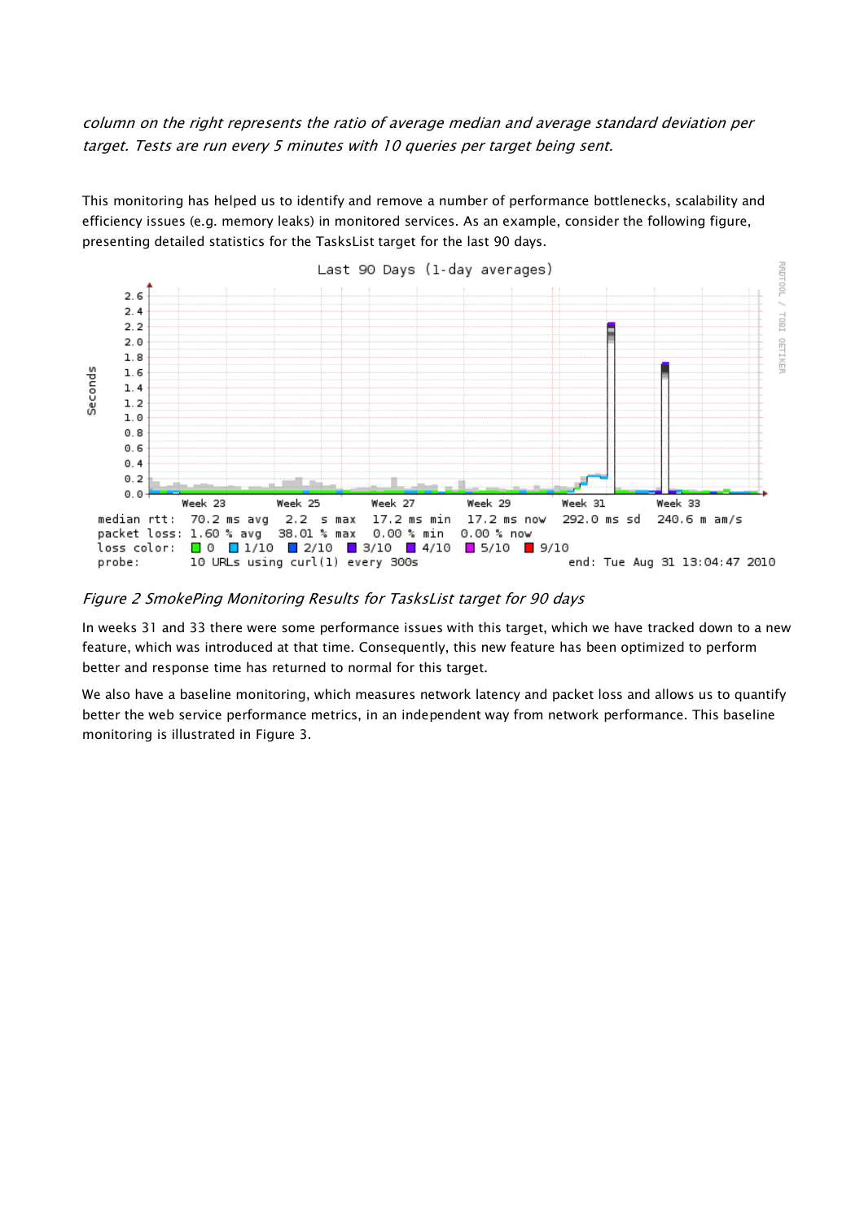*column on the right represents the ratio of average median and average standard deviation per target. Tests are run every 5 minutes with 10 queries per target being sent.*

This monitoring has helped us to identify and remove a number of performance bottlenecks, scalability and efficiency issues (e.g. memory leaks) in monitored services. As an example, consider the following figure, presenting detailed statistics for the TasksList target for the last 90 days.

Last 90 Days (1-day averages)

Seconds

2.6
2.4
2.2
2.0
1.8
1.6
1.4
1.2
1.0
0.8
0.6
0.4
0.2
0.0

Week 23 Week 25 Week 27 Week 29 Week 31 Week 33

RRDTOOL / TOBI OETIKER

median rtt: 70.2 ms avg 2.2 s max 17.2 ms min 17.2 ms now 292.0 ms sd 240.6 m am/s
packet loss: 1.60 % avg 38.01 % max 0.00 % min 0.00 % now
loss color: 0 1/10 2/10 3/10 4/10 5/10 9/10
probe: 10 URLs using curl(1) every 300s end: Tue Aug 31 13:04:47 2010

*Figure 2 SmokePing Monitoring Results for TasksList target for 90 days*

In weeks 31 and 33 there were some performance issues with this target, which we have tracked down to a new feature, which was introduced at that time. Consequently, this new feature has been optimized to perform better and response time has returned to normal for this target.

We also have a baseline monitoring, which measures network latency and packet loss and allows us to quantify better the web service performance metrics, in an independent way from network performance. This baseline monitoring is illustrated in Figure 3.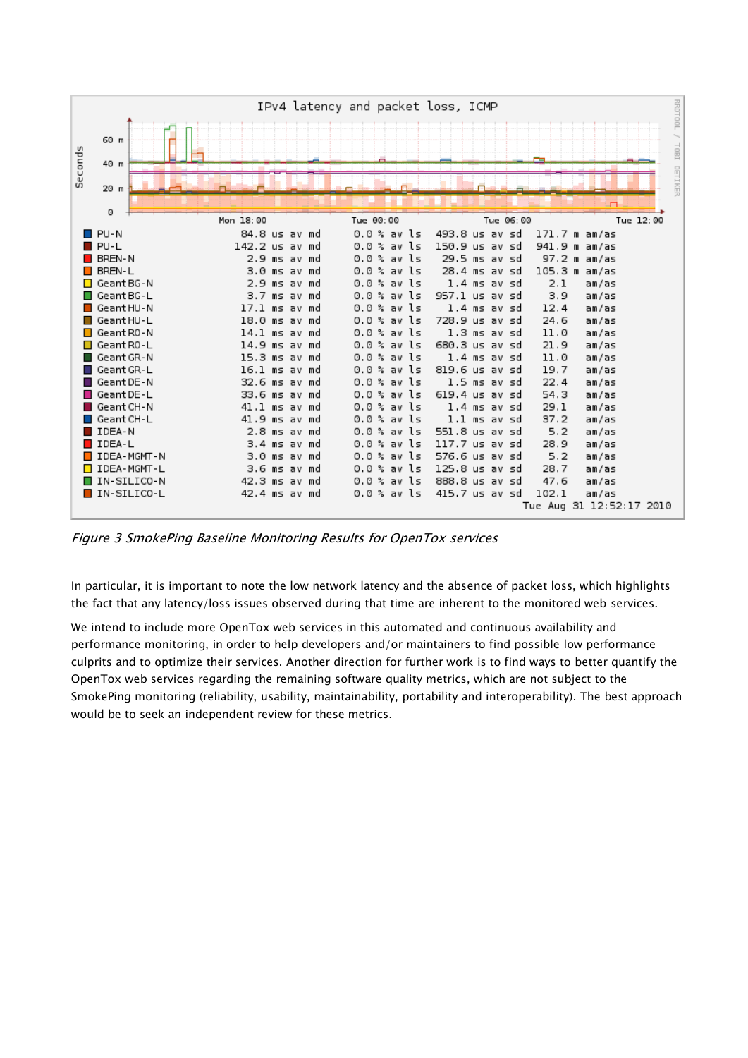IPv4 latency and packet loss, ICMP

Seconds

60 m
40 m
20 m
0

Mon 18:00 Tue 00:00 Tue 06:00 Tue 12:00

RRDTOOL / TOBI OETIKER

PU-N 84.8 us av md 0.0 % av ls 493.8 us av sd 171.7 m am/as
PU-L 142.2 us av md 0.0 % av ls 150.9 us av sd 941.9 m am/as
BREN-N 2.9 ms av md 0.0 % av ls 29.5 ms av sd 97.2 m am/as
BREN-L 3.0 ms av md 0.0 % av ls 28.4 ms av sd 105.3 m am/as
GeantBG-N 2.9 ms av md 0.0 % av ls 1.4 ms av sd 2.1 am/as
GeantBG-L 3.7 ms av md 0.0 % av ls 957.1 us av sd 3.9 am/as
GeantHU-N 17.1 ms av md 0.0 % av ls 1.4 ms av sd 12.4 am/as
GeantHU-L 18.0 ms av md 0.0 % av ls 728.9 us av sd 24.6 am/as
GeantRO-N 14.1 ms av md 0.0 % av ls 1.3 ms av sd 11.0 am/as
GeantRO-L 14.9 ms av md 0.0 % av ls 680.3 us av sd 21.9 am/as
GeantGR-N 15.3 ms av md 0.0 % av ls 1.4 ms av sd 11.0 am/as
GeantGR-L 16.1 ms av md 0.0 % av ls 819.6 us av sd 19.7 am/as
GeantDE-N 32.6 ms av md 0.0 % av ls 1.5 ms av sd 22.4 am/as
GeantDE-L 33.6 ms av md 0.0 % av ls 619.4 us av sd 54.3 am/as
GeantCH-N 41.1 ms av md 0.0 % av ls 1.4 ms av sd 29.1 am/as
GeantCH-L 41.9 ms av md 0.0 % av ls 1.1 ms av sd 37.2 am/as
IDEA-N 2.8 ms av md 0.0 % av ls 551.8 us av sd 5.2 am/as
IDEA-L 3.4 ms av md 0.0 % av ls 117.7 us av sd 28.9 am/as
IDEA-MGMT-N 3.0 ms av md 0.0 % av ls 576.6 us av sd 5.2 am/as
IDEA-MGMT-L 3.6 ms av md 0.0 % av ls 125.8 us av sd 28.7 am/as
IN-SILICO-N 42.3 ms av md 0.0 % av ls 888.8 us av sd 47.6 am/as
IN-SILICO-L 42.4 ms av md 0.0 % av ls 415.7 us av sd 102.1 am/as

Tue Aug 31 12:52:17 2010

*Figure 3 SmokePing Baseline Monitoring Results for OpenTox services*

In particular, it is important to note the low network latency and the absence of packet loss, which highlights the fact that any latency/loss issues observed during that time are inherent to the monitored web services.

We intend to include more OpenTox web services in this automated and continuous availability and performance monitoring, in order to help developers and/or maintainers to find possible low performance culprits and to optimize their services. Another direction for further work is to find ways to better quantify the OpenTox web services regarding the remaining software quality metrics, which are not subject to the SmokePing monitoring (reliability, usability, maintainability, portability and interoperability). The best approach would be to seek an independent review for these metrics.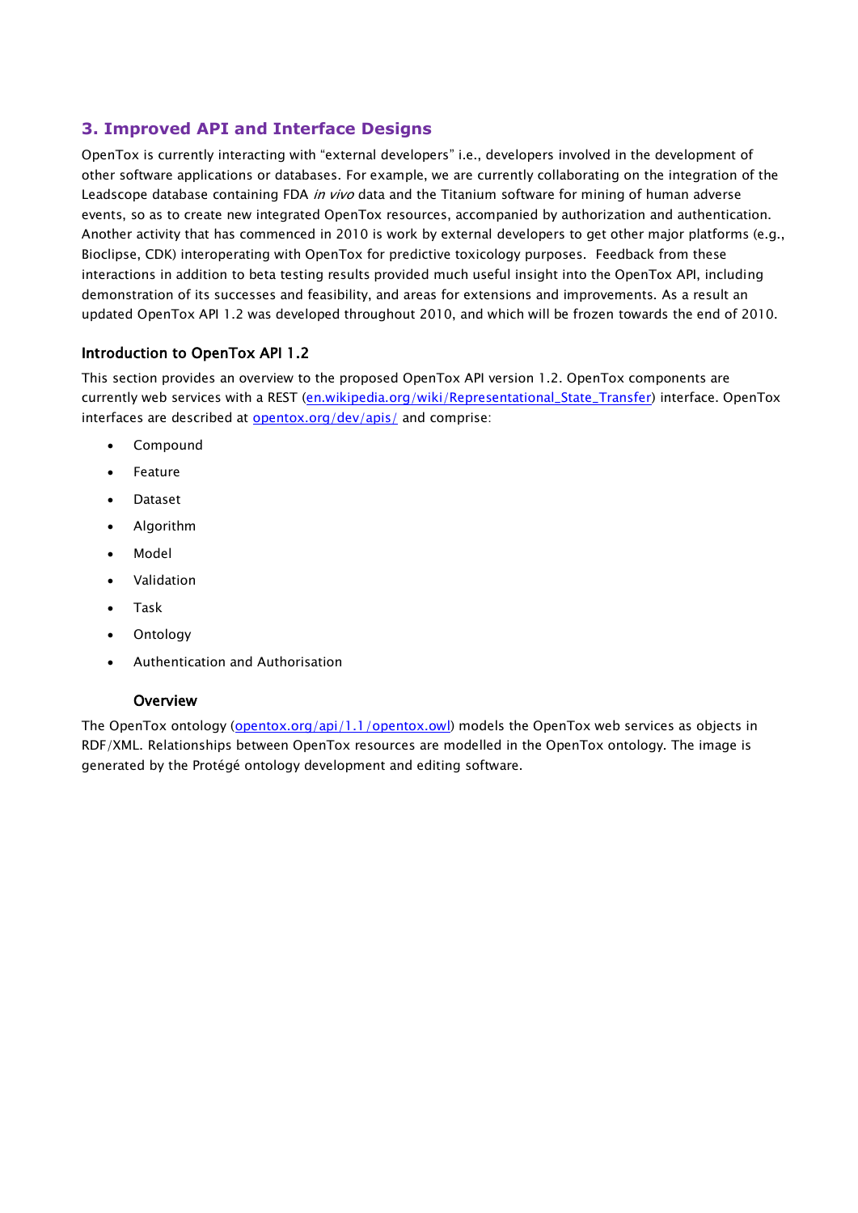## 3. Improved API and Interface Designs

OpenTox is currently interacting with "external developers" i.e., developers involved in the development of other software applications or databases. For example, we are currently collaborating on the integration of the Leadscope database containing FDA *in vivo* data and the Titanium software for mining of human adverse events, so as to create new integrated OpenTox resources, accompanied by authorization and authentication. Another activity that has commenced in 2010 is work by external developers to get other major platforms (e.g., Bioclipse, CDK) interoperating with OpenTox for predictive toxicology purposes. Feedback from these interactions in addition to beta testing results provided much useful insight into the OpenTox API, including demonstration of its successes and feasibility, and areas for extensions and improvements. As a result an updated OpenTox API 1.2 was developed throughout 2010, and which will be frozen towards the end of 2010.

### Introduction to OpenTox API 1.2

This section provides an overview to the proposed OpenTox API version 1.2. OpenTox components are currently web services with a REST (en.wikipedia.org/wiki/Representational_State_Transfer) interface. OpenTox interfaces are described at opentox.org/dev/apis/ and comprise:

- Compound
- Feature
- Dataset
- Algorithm
- Model
- Validation
- Task
- Ontology
- Authentication and Authorisation

#### Overview

The OpenTox ontology (opentox.org/api/1.1/opentox.owl) models the OpenTox web services as objects in RDF/XML. Relationships between OpenTox resources are modelled in the OpenTox ontology. The image is generated by the Protégé ontology development and editing software.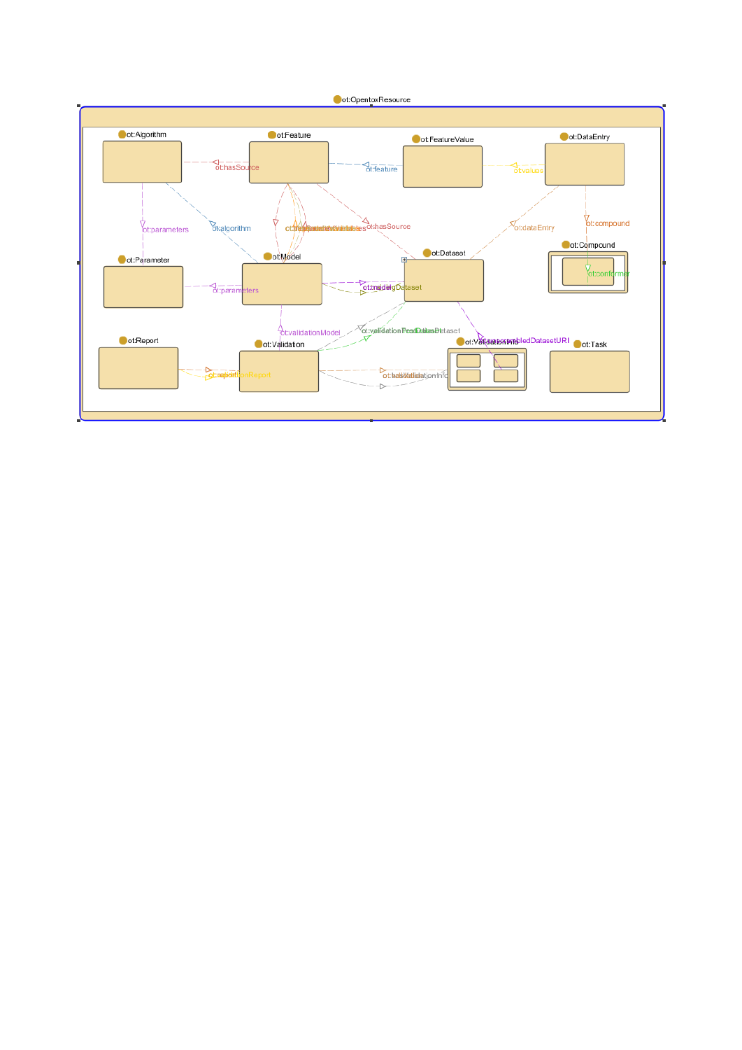ot:OpentoxResource

ot:Algorithm

ot:Feature

ot:FeatureValue

ot:DataEntry

ot:hasSource

ot:feature

ot:values

ot:parameters

ot:algorithm

ot:hasSource

ot:dataEntry

ot:compound

ot:Parameter

ot:Model

ot:Dataset

ot:Compound

ot:conformer

ot:parameters

ot:trainingDataset

ot:validationModel

ot:validationPredictionDataset

ot:Report

ot:Validation

ot:ValidationInfo

ot:Task

ot:hasValidationInfo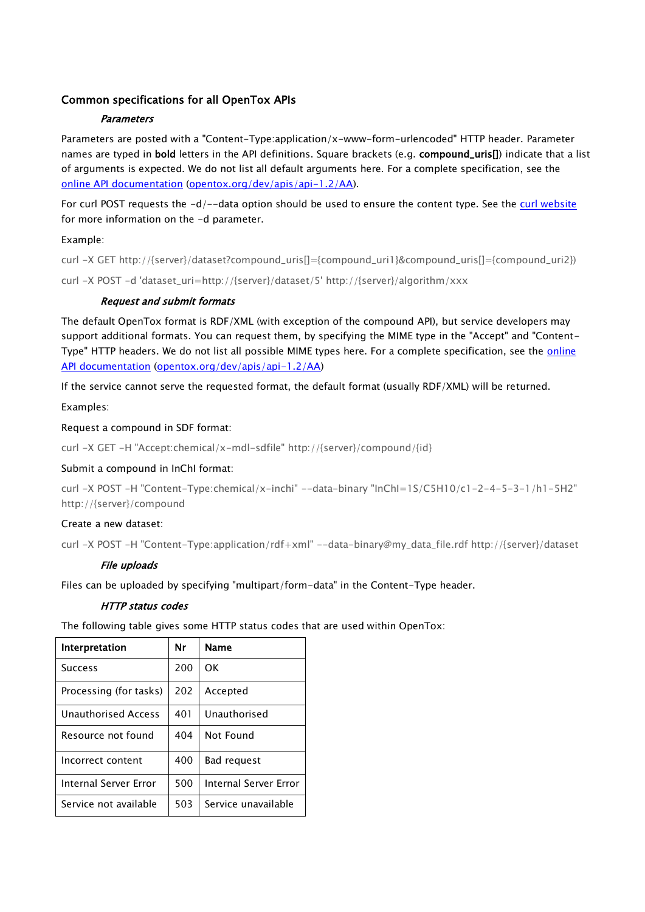## Common specifications for all OpenTox APIs

### *Parameters*

Parameters are posted with a "Content-Type:application/x-www-form-urlencoded" HTTP header. Parameter names are typed in **bold** letters in the API definitions. Square brackets (e.g. **compound_uris[]**) indicate that a list of arguments is expected. We do not list all default arguments here. For a complete specification, see the [online API documentation](opentox.org/dev/apis/api-1.2/AA) ([opentox.org/dev/apis/api-1.2/AA](opentox.org/dev/apis/api-1.2/AA)).

For curl POST requests the -d/--data option should be used to ensure the content type. See the [curl website](#) for more information on the -d parameter.

Example:

```
curl -X GET http://{server}/dataset?compound_uris[]={compound_uri1}&compound_uris[]={compound_uri2})
```

```
curl -X POST -d 'dataset_uri=http://{server}/dataset/5' http://{server}/algorithm/xxx
```

### *Request and submit formats*

The default OpenTox format is RDF/XML (with exception of the compound API), but service developers may support additional formats. You can request them, by specifying the MIME type in the "Accept" and "Content-Type" HTTP headers. We do not list all possible MIME types here. For a complete specification, see the [online API documentation](opentox.org/dev/apis/api-1.2/AA) ([opentox.org/dev/apis/api-1.2/AA](opentox.org/dev/apis/api-1.2/AA))

If the service cannot serve the requested format, the default format (usually RDF/XML) will be returned.

Examples:

Request a compound in SDF format:

```
curl -X GET -H "Accept:chemical/x-mdl-sdfile" http://{server}/compound/{id}
```

Submit a compound in InChI format:

```
curl -X POST -H "Content-Type:chemical/x-inchi" --data-binary "InChI=1S/C5H10/c1-2-4-5-3-1/h1-5H2" http://{server}/compound
```

Create a new dataset:

```
curl -X POST -H "Content-Type:application/rdf+xml" --data-binary@my_data_file.rdf http://{server}/dataset
```

### *File uploads*

Files can be uploaded by specifying "multipart/form-data" in the Content-Type header.

### *HTTP status codes*

The following table gives some HTTP status codes that are used within OpenTox:

| Interpretation | Nr | Name |
|---|---|---|
| Success | 200 | OK |
| Processing (for tasks) | 202 | Accepted |
| Unauthorised Access | 401 | Unauthorised |
| Resource not found | 404 | Not Found |
| Incorrect content | 400 | Bad request |
| Internal Server Error | 500 | Internal Server Error |
| Service not available | 503 | Service unavailable |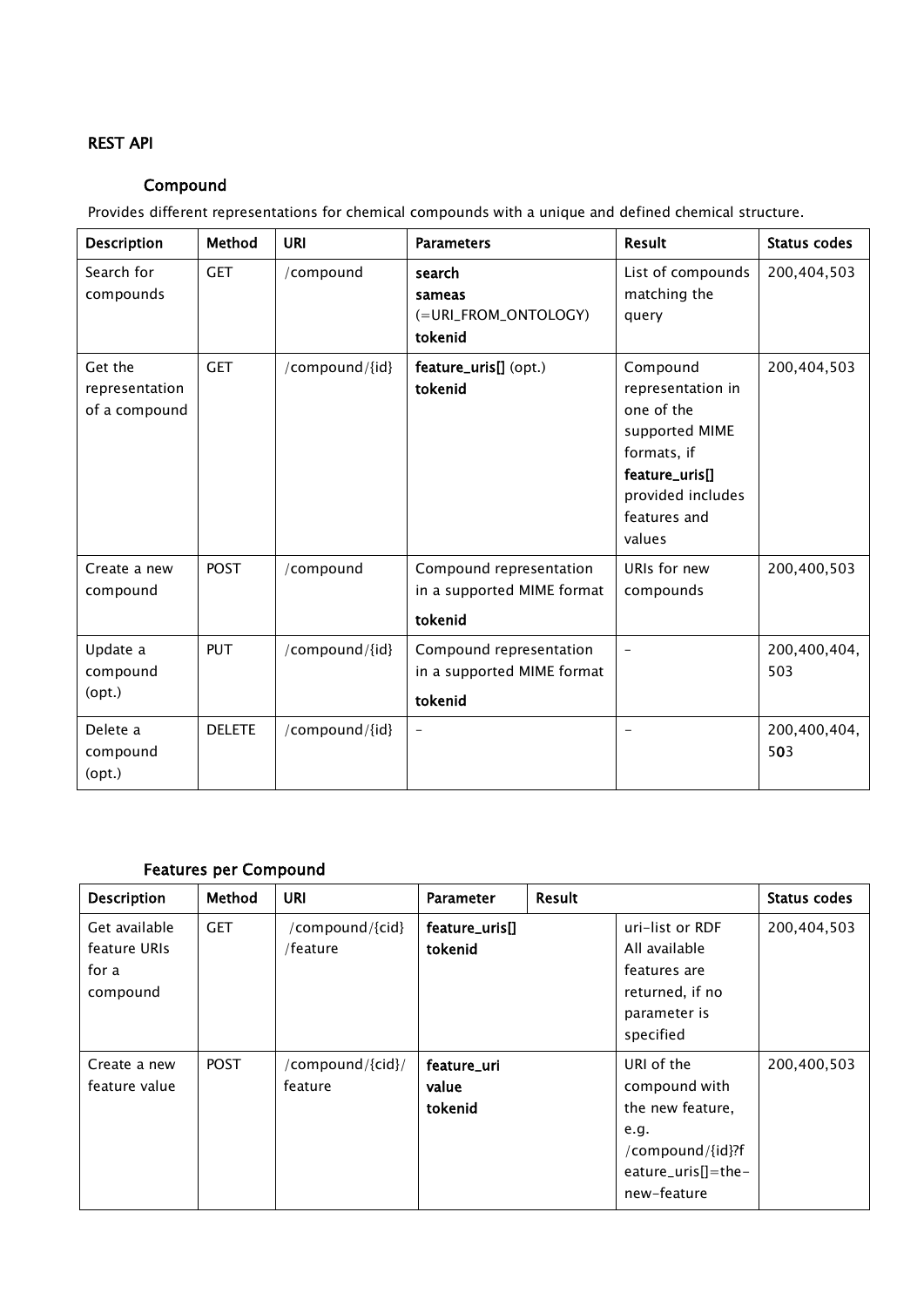## REST API

### Compound

Provides different representations for chemical compounds with a unique and defined chemical structure.

| Description | Method | URI | Parameters | Result | Status codes |
|---|---|---|---|---|---|
| Search for compounds | GET | /compound | **search** **sameas** (=URI_FROM_ONTOLOGY) **tokenid** | List of compounds matching the query | 200,404,503 |
| Get the representation of a compound | GET | /compound/{id} | **feature_uris[]** (opt.) **tokenid** | Compound representation in one of the supported MIME formats, if **feature_uris[]** provided includes features and values | 200,404,503 |
| Create a new compound | POST | /compound | Compound representation in a supported MIME format **tokenid** | URIs for new compounds | 200,400,503 |
| Update a compound (opt.) | PUT | /compound/{id} | Compound representation in a supported MIME format **tokenid** | - | 200,400,404, 503 |
| Delete a compound (opt.) | DELETE | /compound/{id} | - | - | 200,400,404, 503 |

### Features per Compound

| Description | Method | URI | Parameter | Result | Status codes |
|---|---|---|---|---|---|
| Get available feature URIs for a compound | GET | /compound/{cid} /feature | **feature_uris[]** **tokenid** | uri-list or RDF All available features are returned, if no parameter is specified | 200,404,503 |
| Create a new feature value | POST | /compound/{cid}/ feature | **feature_uri** **value** **tokenid** | URI of the compound with the new feature, e.g. /compound/{id}?feature_uris[]=the-new-feature | 200,400,503 |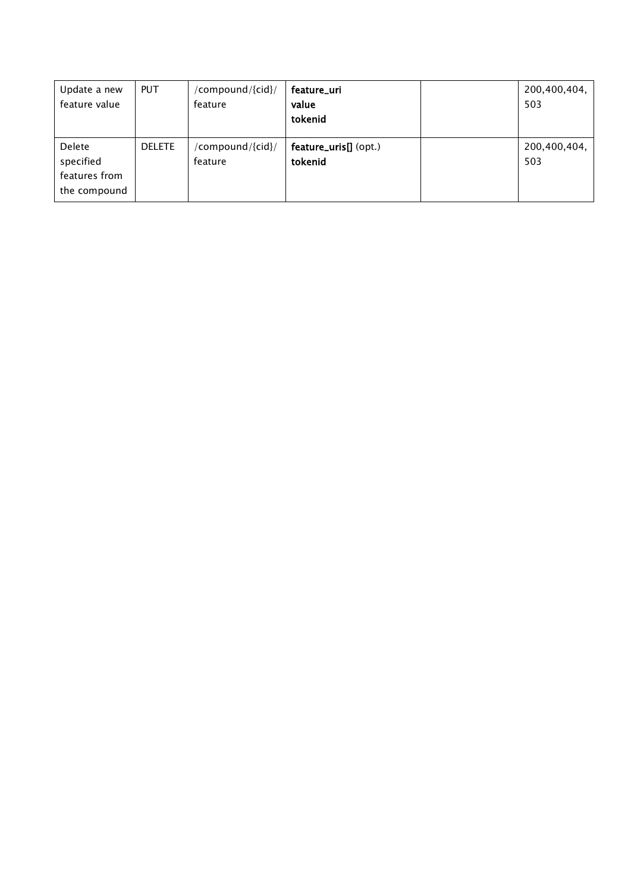| | | | | | |
|---|---|---|---|---|---|
| Update a new feature value | PUT | /compound/{cid}/feature | **feature_uri** **value** **tokenid** | | 200,400,404, 503 |
| Delete specified features from the compound | DELETE | /compound/{cid}/feature | **feature_uris[]** (opt.) **tokenid** | | 200,400,404, 503 |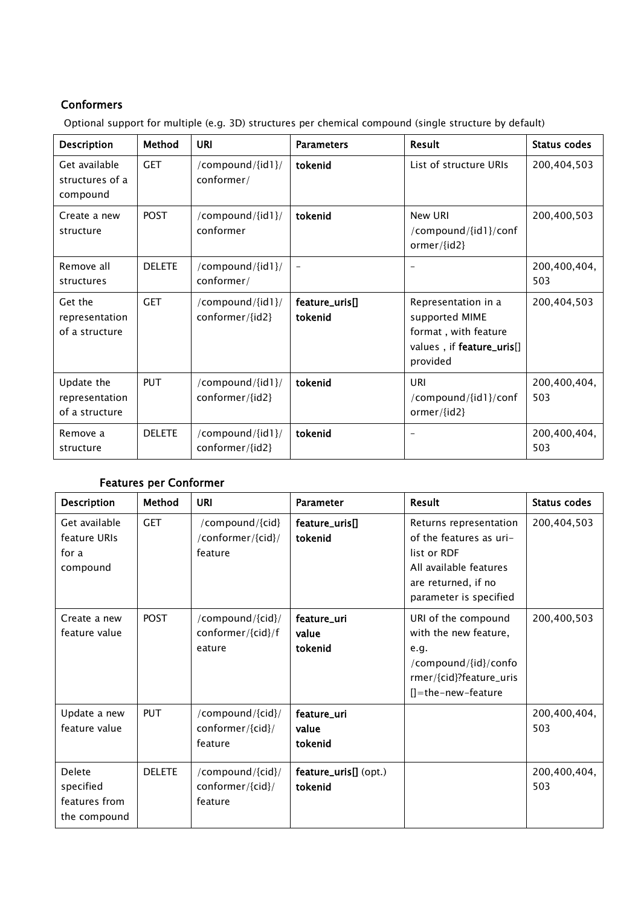### Conformers

Optional support for multiple (e.g. 3D) structures per chemical compound (single structure by default)

| Description | Method | URI | Parameters | Result | Status codes |
|---|---|---|---|---|---|
| Get available structures of a compound | GET | /compound/{id1}/conformer/ | **tokenid** | List of structure URIs | 200,404,503 |
| Create a new structure | POST | /compound/{id1}/conformer | **tokenid** | New URI /compound/{id1}/conformer/{id2} | 200,400,503 |
| Remove all structures | DELETE | /compound/{id1}/conformer/ | - | - | 200,400,404,503 |
| Get the representation of a structure | GET | /compound/{id1}/conformer/{id2} | **feature_uris[]** **tokenid** | Representation in a supported MIME format , with feature values , if **feature_uris**[] provided | 200,404,503 |
| Update the representation of a structure | PUT | /compound/{id1}/conformer/{id2} | **tokenid** | URI /compound/{id1}/conformer/{id2} | 200,400,404,503 |
| Remove a structure | DELETE | /compound/{id1}/conformer/{id2} | **tokenid** | - | 200,400,404,503 |

### Features per Conformer

| Description | Method | URI | Parameter | Result | Status codes |
|---|---|---|---|---|---|
| Get available feature URIs for a compound | GET | /compound/{cid}/conformer/{cid}/feature | **feature_uris[]** **tokenid** | Returns representation of the features as uri-list or RDF All available features are returned, if no parameter is specified | 200,404,503 |
| Create a new feature value | POST | /compound/{cid}/conformer/{cid}/feature | **feature_uri** **value** **tokenid** | URI of the compound with the new feature, e.g. /compound/{id}/conformer/{cid}?feature_uris[]=the-new-feature | 200,400,503 |
| Update a new feature value | PUT | /compound/{cid}/conformer/{cid}/feature | **feature_uri** **value** **tokenid** | | 200,400,404,503 |
| Delete specified features from the compound | DELETE | /compound/{cid}/conformer/{cid}/feature | **feature_uris[]** (opt.) **tokenid** | | 200,400,404,503 |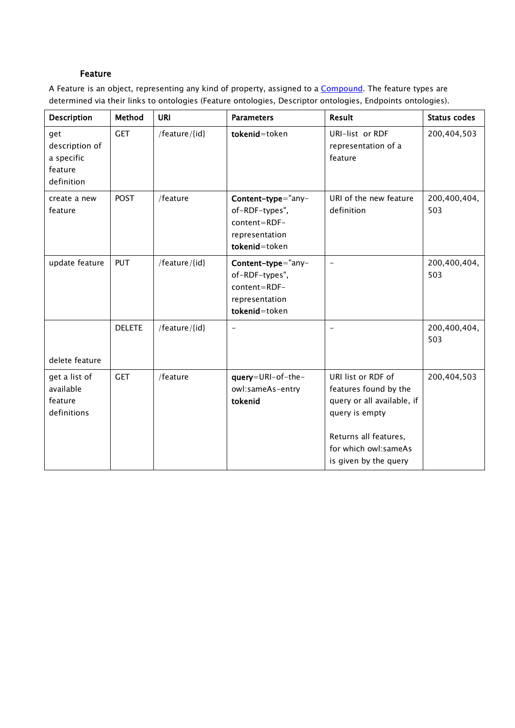### Feature

A Feature is an object, representing any kind of property, assigned to a Compound. The feature types are determined via their links to ontologies (Feature ontologies, Descriptor ontologies, Endpoints ontologies).

| Description | Method | URI | Parameters | Result | Status codes |
|---|---|---|---|---|---|
| get description of a specific feature definition | GET | /feature/{id} | **tokenid**=token | URI-list or RDF representation of a feature | 200,404,503 |
| create a new feature | POST | /feature | **Content-type**="any-of-RDF-types", content=RDF-representation **tokenid**=token | URI of the new feature definition | 200,400,404, 503 |
| update feature | PUT | /feature/{id} | **Content-type**="any-of-RDF-types", content=RDF-representation **tokenid**=token | - | 200,400,404, 503 |
| delete feature | DELETE | /feature/{id} | - | - | 200,400,404, 503 |
| get a list of available feature definitions | GET | /feature | **query**=URI-of-the-owl:sameAs-entry **tokenid** | URI list or RDF of features found by the query or all available, if query is empty<br><br>Returns all features, for which owl:sameAs is given by the query | 200,404,503 |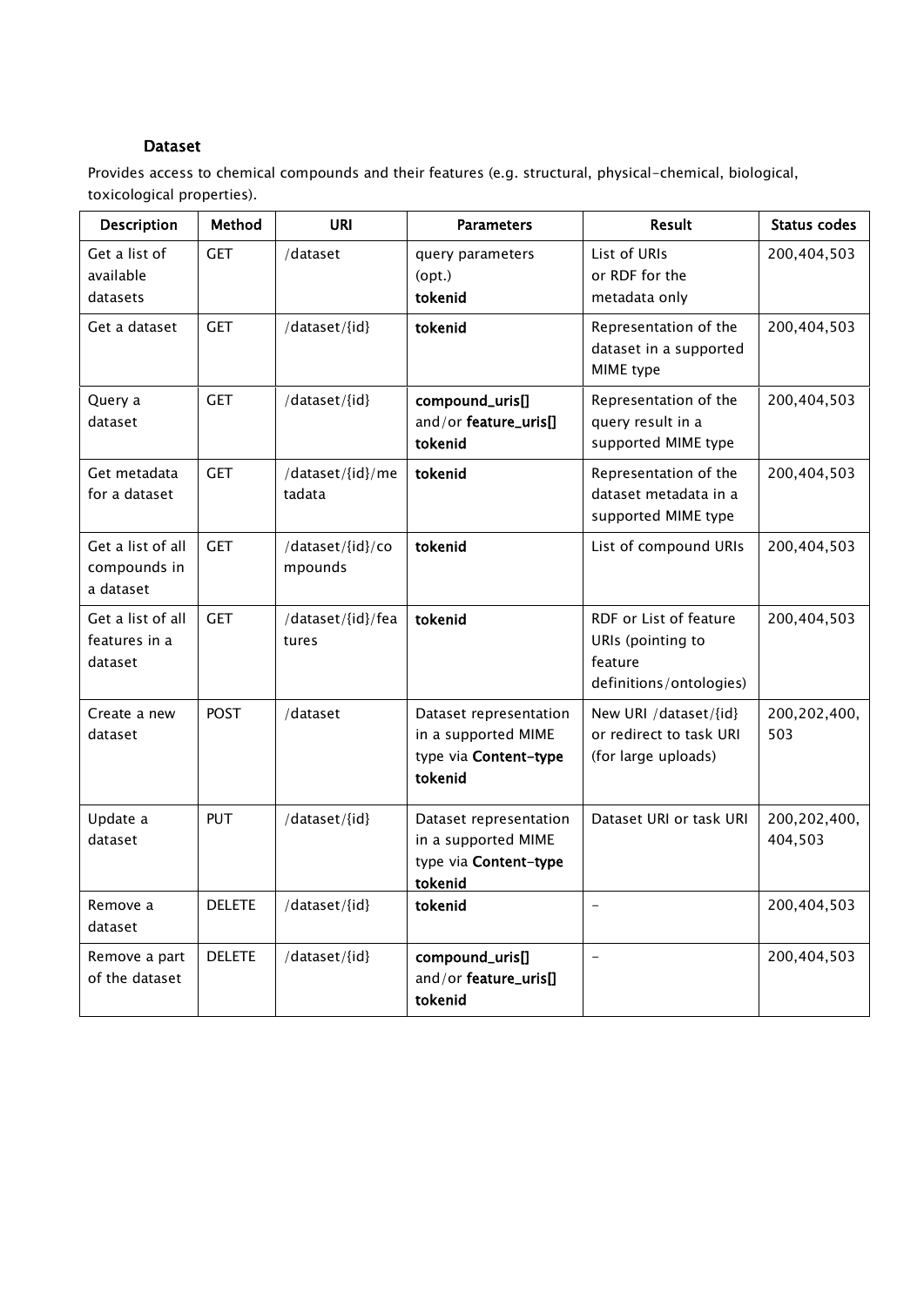### Dataset

Provides access to chemical compounds and their features (e.g. structural, physical-chemical, biological, toxicological properties).

| Description | Method | URI | Parameters | Result | Status codes |
|---|---|---|---|---|---|
| Get a list of available datasets | GET | /dataset | query parameters (opt.) **tokenid** | List of URIs or RDF for the metadata only | 200,404,503 |
| Get a dataset | GET | /dataset/{id} | **tokenid** | Representation of the dataset in a supported MIME type | 200,404,503 |
| Query a dataset | GET | /dataset/{id} | **compound_uris[]** and/or **feature_uris[]** **tokenid** | Representation of the query result in a supported MIME type | 200,404,503 |
| Get metadata for a dataset | GET | /dataset/{id}/metadata | **tokenid** | Representation of the dataset metadata in a supported MIME type | 200,404,503 |
| Get a list of all compounds in a dataset | GET | /dataset/{id}/compounds | **tokenid** | List of compound URIs | 200,404,503 |
| Get a list of all features in a dataset | GET | /dataset/{id}/features | **tokenid** | RDF or List of feature URIs (pointing to feature definitions/ontologies) | 200,404,503 |
| Create a new dataset | POST | /dataset | Dataset representation in a supported MIME type via **Content-type** **tokenid** | New URI /dataset/{id} or redirect to task URI (for large uploads) | 200,202,400, 503 |
| Update a dataset | PUT | /dataset/{id} | Dataset representation in a supported MIME type via **Content-type** **tokenid** | Dataset URI or task URI | 200,202,400, 404,503 |
| Remove a dataset | DELETE | /dataset/{id} | **tokenid** | - | 200,404,503 |
| Remove a part of the dataset | DELETE | /dataset/{id} | **compound_uris[]** and/or **feature_uris[]** **tokenid** | - | 200,404,503 |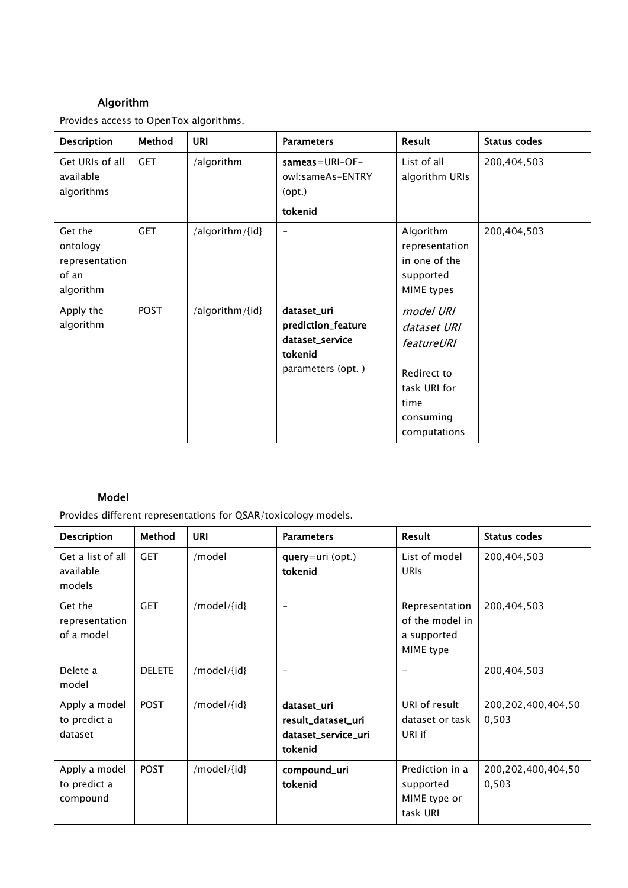### Algorithm

Provides access to OpenTox algorithms.

| Description | Method | URI | Parameters | Result | Status codes |
|---|---|---|---|---|---|
| Get URIs of all available algorithms | GET | /algorithm | **sameas**=URI-OF-owl:sameAs-ENTRY (opt.)<br><br>**tokenid** | List of all algorithm URIs | 200,404,503 |
| Get the ontology representation of an algorithm | GET | /algorithm/{id} | - | Algorithm representation in one of the supported MIME types | 200,404,503 |
| Apply the algorithm | POST | /algorithm/{id} | **dataset_uri**<br>**prediction_feature**<br>**dataset_service**<br>**tokenid**<br>parameters (opt. ) | *model URI*<br>*dataset URI*<br>*featureURI*<br><br>Redirect to task URI for time consuming computations | |

### Model

Provides different representations for QSAR/toxicology models.

| Description | Method | URI | Parameters | Result | Status codes |
|---|---|---|---|---|---|
| Get a list of all available models | GET | /model | **query**=uri (opt.)<br>**tokenid** | List of model URIs | 200,404,503 |
| Get the representation of a model | GET | /model/{id} | - | Representation of the model in a supported MIME type | 200,404,503 |
| Delete a model | DELETE | /model/{id} | - | - | 200,404,503 |
| Apply a model to predict a dataset | POST | /model/{id} | **dataset_uri**<br>**result_dataset_uri**<br>**dataset_service_uri**<br>**tokenid** | URI of result dataset or task URI if | 200,202,400,404,500,503 |
| Apply a model to predict a compound | POST | /model/{id} | **compound_uri**<br>**tokenid** | Prediction in a supported MIME type or task URI | 200,202,400,404,500,503 |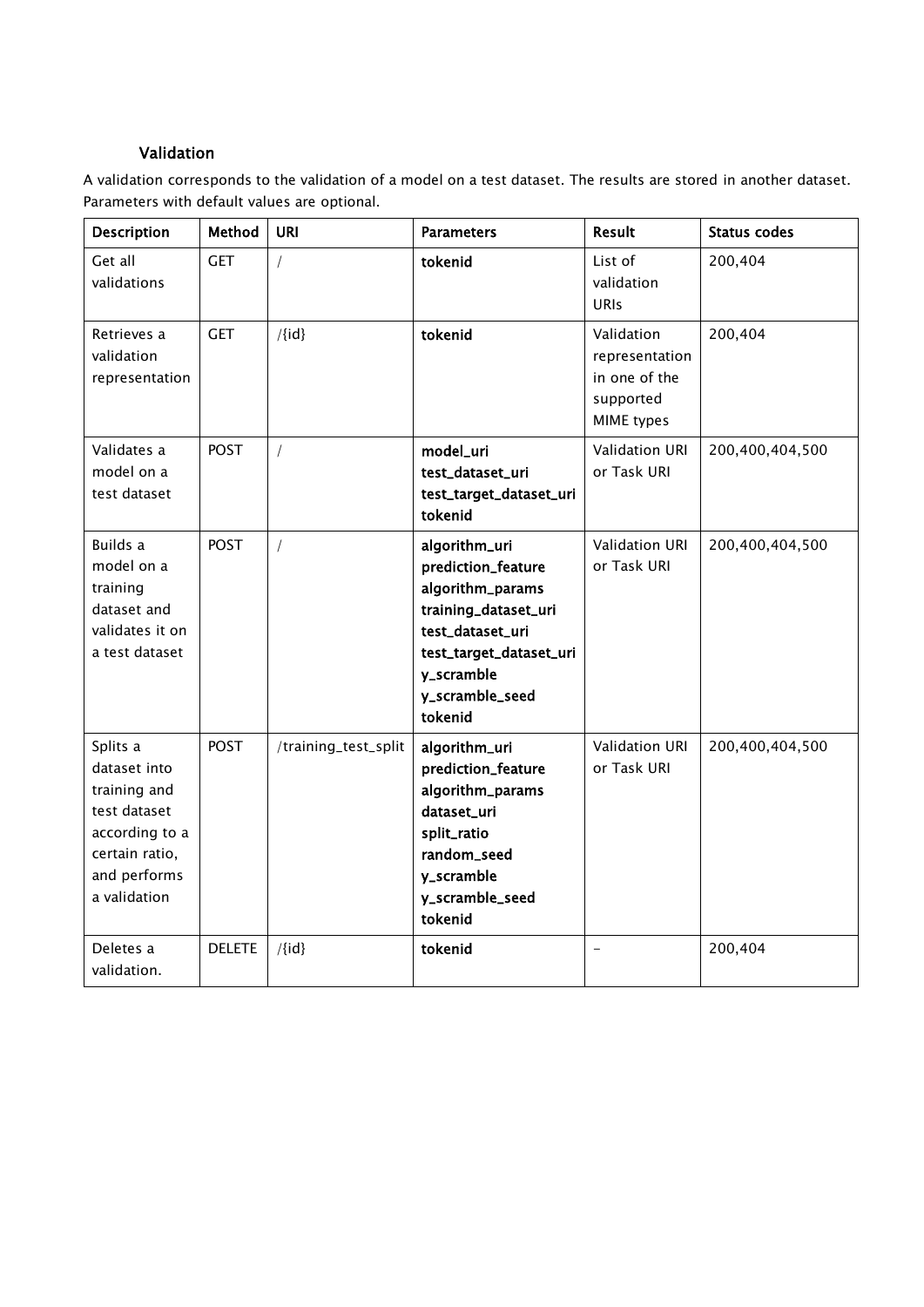### Validation

A validation corresponds to the validation of a model on a test dataset. The results are stored in another dataset. Parameters with default values are optional.

| Description | Method | URI | Parameters | Result | Status codes |
|---|---|---|---|---|---|
| Get all validations | GET | / | **tokenid** | List of validation URIs | 200,404 |
| Retrieves a validation representation | GET | /{id} | **tokenid** | Validation representation in one of the supported MIME types | 200,404 |
| Validates a model on a test dataset | POST | / | **model_uri**<br>**test_dataset_uri**<br>**test_target_dataset_uri**<br>**tokenid** | Validation URI or Task URI | 200,400,404,500 |
| Builds a model on a training dataset and validates it on a test dataset | POST | / | **algorithm_uri**<br>**prediction_feature**<br>**algorithm_params**<br>**training_dataset_uri**<br>**test_dataset_uri**<br>**test_target_dataset_uri**<br>**y_scramble**<br>**y_scramble_seed**<br>**tokenid** | Validation URI or Task URI | 200,400,404,500 |
| Splits a dataset into training and test dataset according to a certain ratio, and performs a validation | POST | /training_test_split | **algorithm_uri**<br>**prediction_feature**<br>**algorithm_params**<br>**dataset_uri**<br>**split_ratio**<br>**random_seed**<br>**y_scramble**<br>**y_scramble_seed**<br>**tokenid** | Validation URI or Task URI | 200,400,404,500 |
| Deletes a validation. | DELETE | /{id} | **tokenid** | - | 200,404 |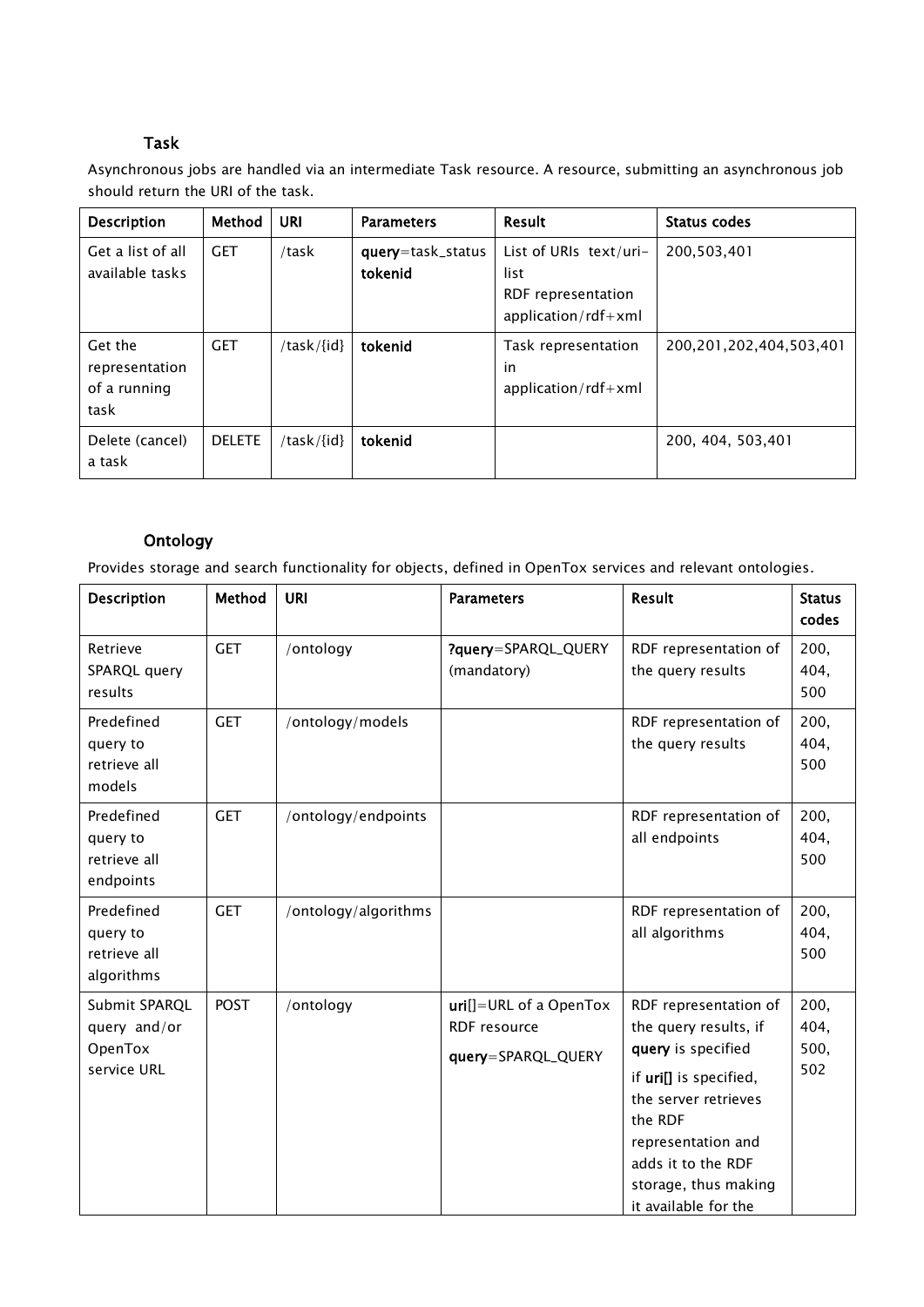### Task

Asynchronous jobs are handled via an intermediate Task resource. A resource, submitting an asynchronous job should return the URI of the task.

| Description | Method | URI | Parameters | Result | Status codes |
|---|---|---|---|---|---|
| Get a list of all available tasks | GET | /task | **query**=task_status<br>**tokenid** | List of URIs text/uri-list<br>RDF representation application/rdf+xml | 200,503,401 |
| Get the representation of a running task | GET | /task/{id} | **tokenid** | Task representation in application/rdf+xml | 200,201,202,404,503,401 |
| Delete (cancel) a task | DELETE | /task/{id} | **tokenid** | | 200, 404, 503,401 |

### Ontology

Provides storage and search functionality for objects, defined in OpenTox services and relevant ontologies.

| Description | Method | URI | Parameters | Result | Status codes |
|---|---|---|---|---|---|
| Retrieve SPARQL query results | GET | /ontology | **?query**=SPARQL_QUERY (mandatory) | RDF representation of the query results | 200, 404, 500 |
| Predefined query to retrieve all models | GET | /ontology/models | | RDF representation of the query results | 200, 404, 500 |
| Predefined query to retrieve all endpoints | GET | /ontology/endpoints | | RDF representation of all endpoints | 200, 404, 500 |
| Predefined query to retrieve all algorithms | GET | /ontology/algorithms | | RDF representation of all algorithms | 200, 404, 500 |
| Submit SPARQL query and/or OpenTox service URL | POST | /ontology | **uri**[]=URL of a OpenTox RDF resource<br>**query**=SPARQL_QUERY | RDF representation of the query results, if **query** is specified<br>if **uri[]** is specified, the server retrieves the RDF representation and adds it to the RDF storage, thus making it available for the | 200, 404, 500, 502 |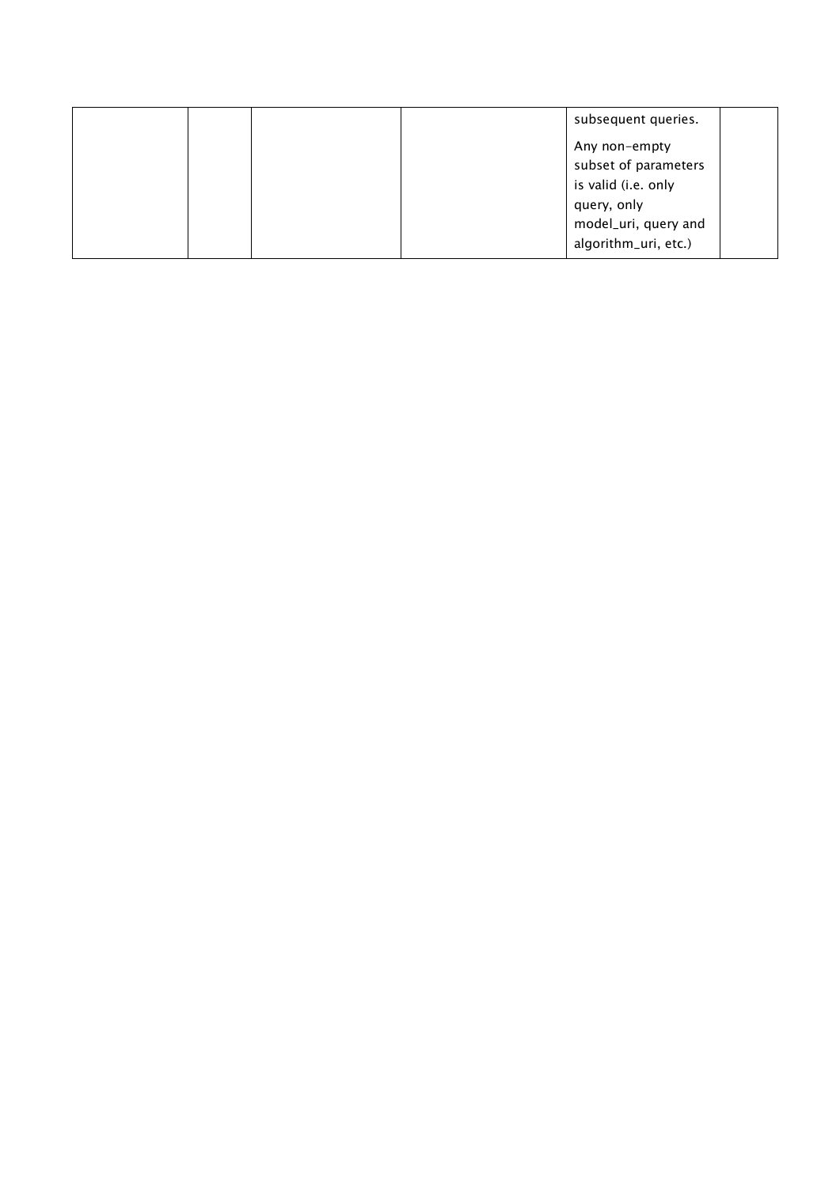| | | | | | |
|---|---|---|---|---|---|
| | | | | subsequent queries.<br><br>Any non-empty subset of parameters is valid (i.e. only query, only model_uri, query and algorithm_uri, etc.) | |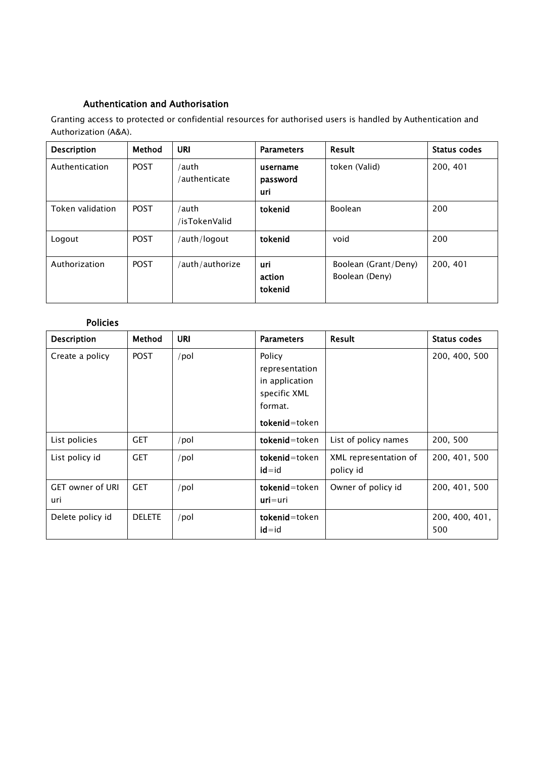### Authentication and Authorisation

Granting access to protected or confidential resources for authorised users is handled by Authentication and Authorization (A&A).

| Description | Method | URI | Parameters | Result | Status codes |
| --- | --- | --- | --- | --- | --- |
| Authentication | POST | /auth /authenticate | **username** **password** **uri** | token (Valid) | 200, 401 |
| Token validation | POST | /auth /isTokenValid | **tokenid** | Boolean | 200 |
| Logout | POST | /auth/logout | **tokenid** | void | 200 |
| Authorization | POST | /auth/authorize | **uri** **action** **tokenid** | Boolean (Grant/Deny) Boolean (Deny) | 200, 401 |

### Policies

| Description | Method | URI | Parameters | Result | Status codes |
| --- | --- | --- | --- | --- | --- |
| Create a policy | POST | /pol | Policy representation in application specific XML format. **tokenid**=token | | 200, 400, 500 |
| List policies | GET | /pol | **tokenid**=token | List of policy names | 200, 500 |
| List policy id | GET | /pol | **tokenid**=token **id**=id | XML representation of policy id | 200, 401, 500 |
| GET owner of URI uri | GET | /pol | **tokenid**=token **uri**=uri | Owner of policy id | 200, 401, 500 |
| Delete policy id | DELETE | /pol | **tokenid**=token **id**=id | | 200, 400, 401, 500 |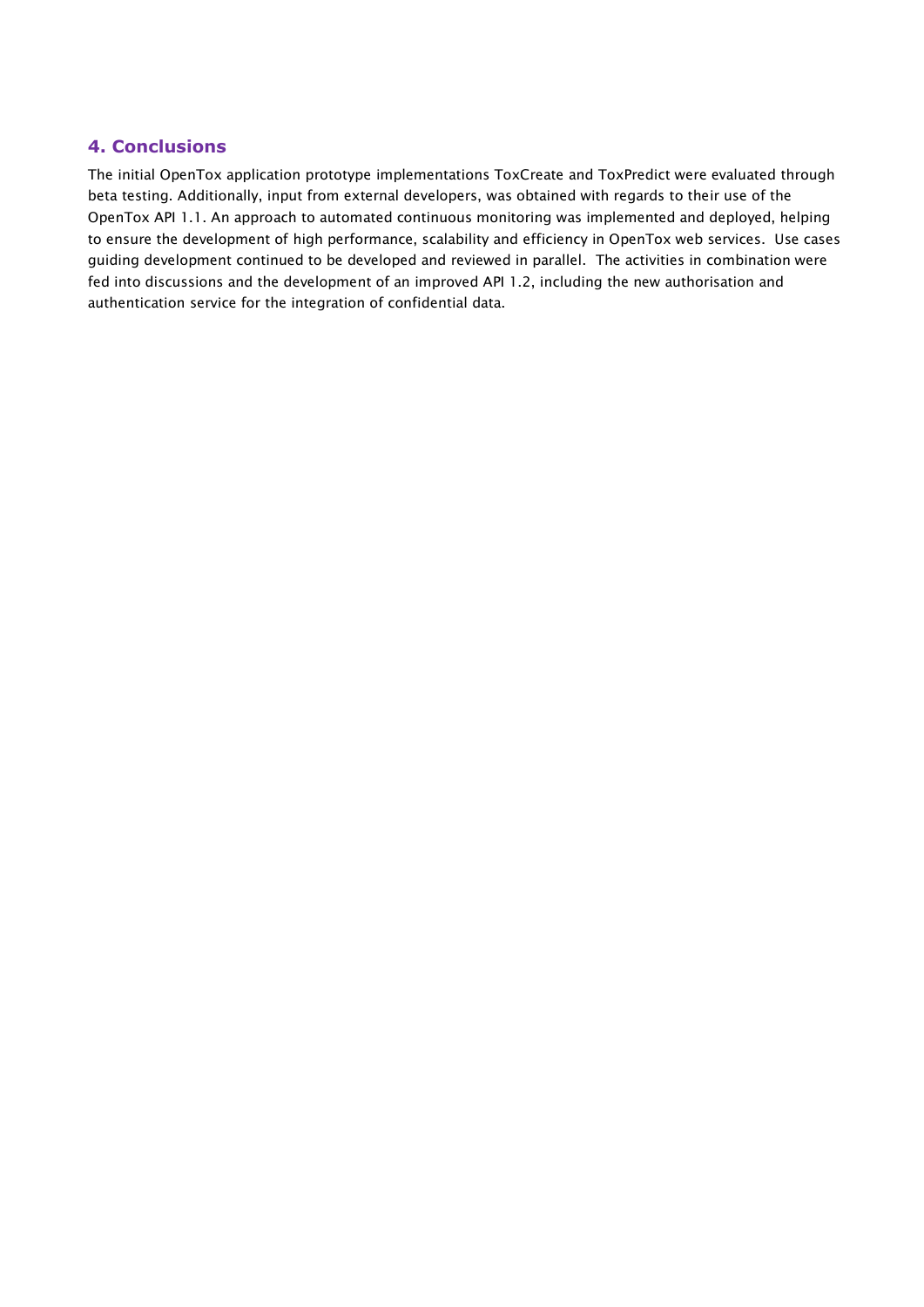## 4. Conclusions

The initial OpenTox application prototype implementations ToxCreate and ToxPredict were evaluated through beta testing. Additionally, input from external developers, was obtained with regards to their use of the OpenTox API 1.1. An approach to automated continuous monitoring was implemented and deployed, helping to ensure the development of high performance, scalability and efficiency in OpenTox web services. Use cases guiding development continued to be developed and reviewed in parallel. The activities in combination were fed into discussions and the development of an improved API 1.2, including the new authorisation and authentication service for the integration of confidential data.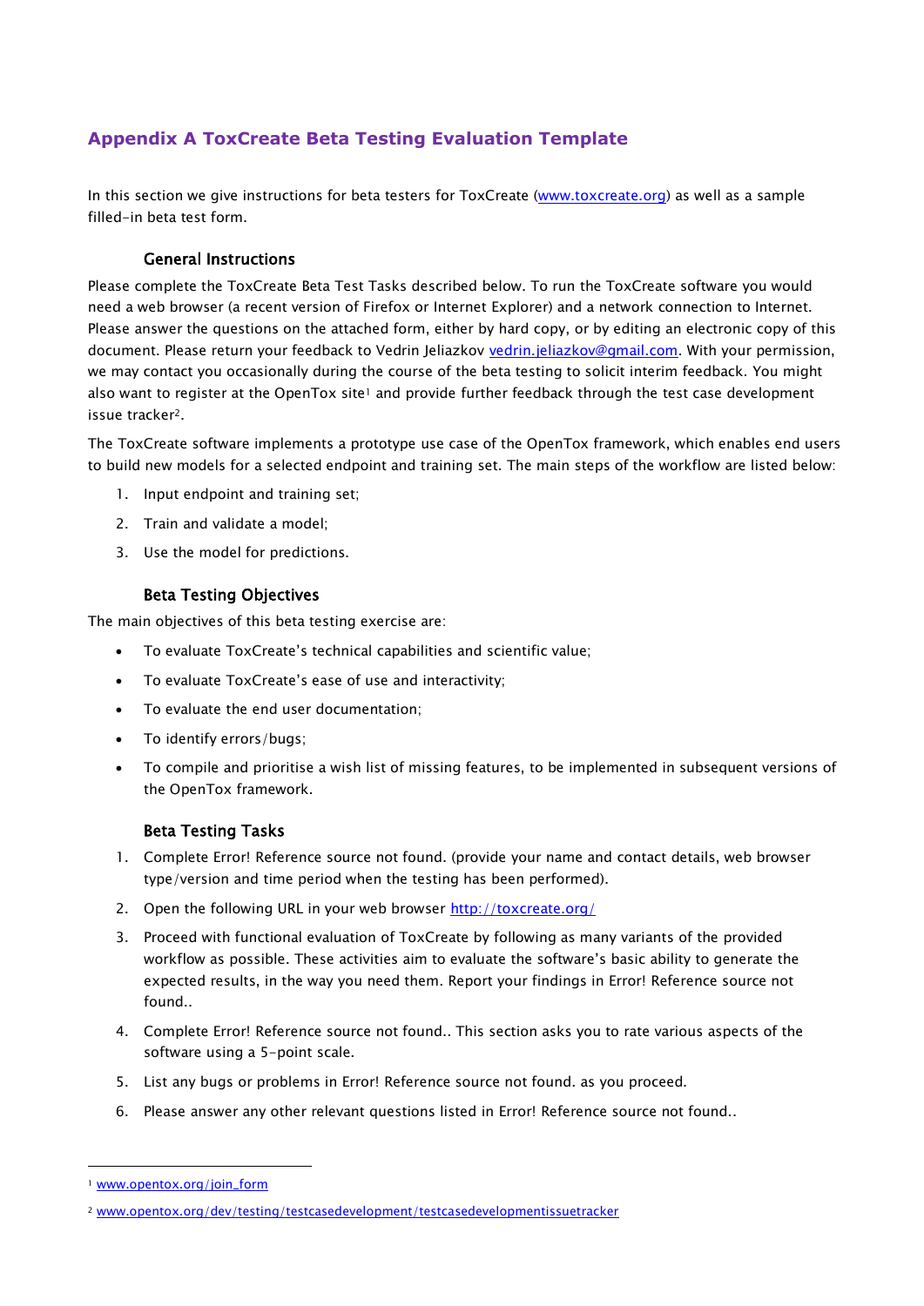# Appendix A ToxCreate Beta Testing Evaluation Template

In this section we give instructions for beta testers for ToxCreate (www.toxcreate.org) as well as a sample filled-in beta test form.

### General Instructions

Please complete the ToxCreate Beta Test Tasks described below. To run the ToxCreate software you would need a web browser (a recent version of Firefox or Internet Explorer) and a network connection to Internet. Please answer the questions on the attached form, either by hard copy, or by editing an electronic copy of this document. Please return your feedback to Vedrin Jeliazkov vedrin.jeliazkov@gmail.com. With your permission, we may contact you occasionally during the course of the beta testing to solicit interim feedback. You might also want to register at the OpenTox site[1] and provide further feedback through the test case development issue tracker[2].

The ToxCreate software implements a prototype use case of the OpenTox framework, which enables end users to build new models for a selected endpoint and training set. The main steps of the workflow are listed below:

1. Input endpoint and training set;
2. Train and validate a model;
3. Use the model for predictions.

### Beta Testing Objectives

The main objectives of this beta testing exercise are:

- To evaluate ToxCreate's technical capabilities and scientific value;
- To evaluate ToxCreate's ease of use and interactivity;
- To evaluate the end user documentation;
- To identify errors/bugs;
- To compile and prioritise a wish list of missing features, to be implemented in subsequent versions of the OpenTox framework.

### Beta Testing Tasks

1. Complete Error! Reference source not found. (provide your name and contact details, web browser type/version and time period when the testing has been performed).
2. Open the following URL in your web browser http://toxcreate.org/
3. Proceed with functional evaluation of ToxCreate by following as many variants of the provided workflow as possible. These activities aim to evaluate the software's basic ability to generate the expected results, in the way you need them. Report your findings in Error! Reference source not found..
4. Complete Error! Reference source not found.. This section asks you to rate various aspects of the software using a 5-point scale.
5. List any bugs or problems in Error! Reference source not found. as you proceed.
6. Please answer any other relevant questions listed in Error! Reference source not found..

[1] www.opentox.org/join_form

[2] www.opentox.org/dev/testing/testcasedevelopment/testcasedevelopmentissuetracker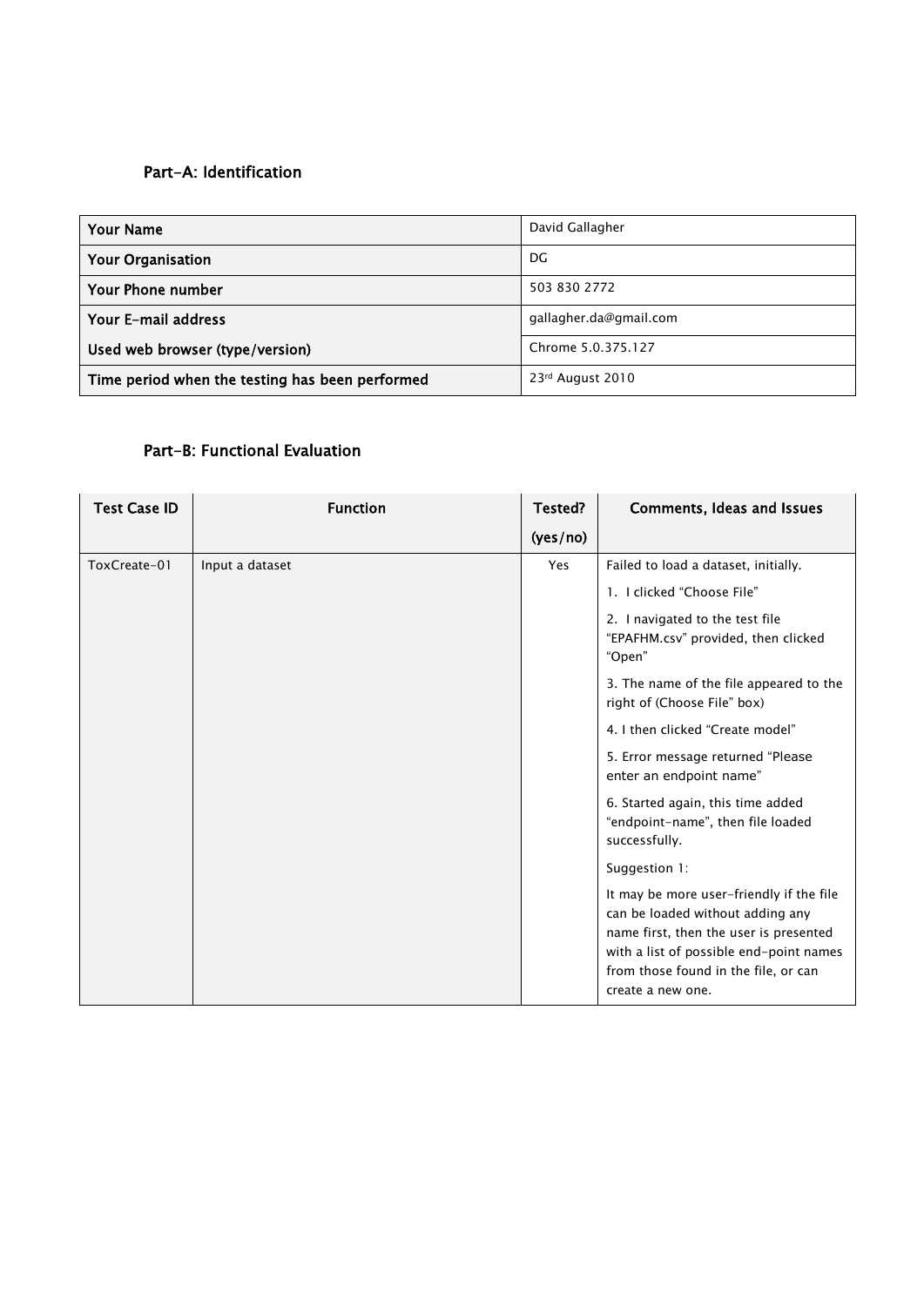## Part-A: Identification

| | |
|---|---|
| **Your Name** | David Gallagher |
| **Your Organisation** | DG |
| **Your Phone number** | 503 830 2772 |
| **Your E-mail address** | gallagher.da@gmail.com |
| **Used web browser (type/version)** | Chrome 5.0.375.127 |
| **Time period when the testing has been performed** | 23rd August 2010 |

## Part-B: Functional Evaluation

| Test Case ID | Function | Tested? (yes/no) | Comments, Ideas and Issues |
|---|---|---|---|
| ToxCreate-01 | Input a dataset | Yes | Failed to load a dataset, initially.<br>1. I clicked "Choose File"<br>2. I navigated to the test file "EPAFHM.csv" provided, then clicked "Open"<br>3. The name of the file appeared to the right of (Choose File" box)<br>4. I then clicked "Create model"<br>5. Error message returned "Please enter an endpoint name"<br>6. Started again, this time added "endpoint-name", then file loaded successfully.<br>Suggestion 1:<br>It may be more user-friendly if the file can be loaded without adding any name first, then the user is presented with a list of possible end-point names from those found in the file, or can create a new one. |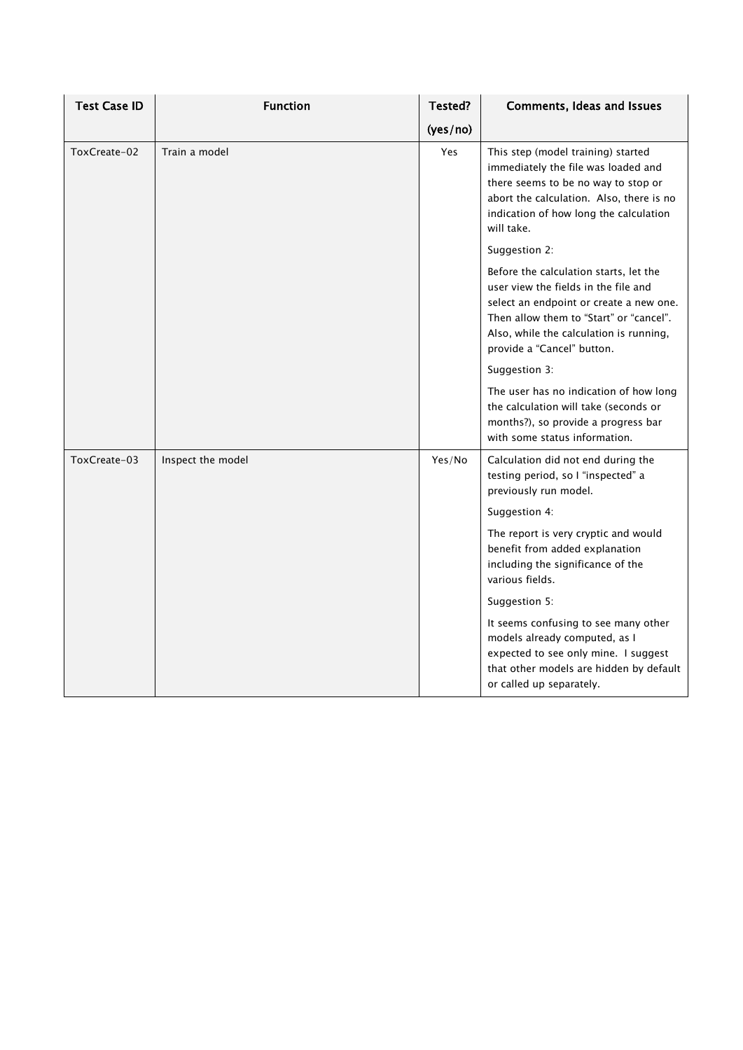| Test Case ID | Function | Tested? (yes/no) | Comments, Ideas and Issues |
|---|---|---|---|
| ToxCreate-02 | Train a model | Yes | This step (model training) started immediately the file was loaded and there seems to be no way to stop or abort the calculation. Also, there is no indication of how long the calculation will take.<br><br>Suggestion 2:<br><br>Before the calculation starts, let the user view the fields in the file and select an endpoint or create a new one. Then allow them to "Start" or "cancel". Also, while the calculation is running, provide a "Cancel" button.<br><br>Suggestion 3:<br><br>The user has no indication of how long the calculation will take (seconds or months?), so provide a progress bar with some status information. |
| ToxCreate-03 | Inspect the model | Yes/No | Calculation did not end during the testing period, so I "inspected" a previously run model.<br><br>Suggestion 4:<br><br>The report is very cryptic and would benefit from added explanation including the significance of the various fields.<br><br>Suggestion 5:<br><br>It seems confusing to see many other models already computed, as I expected to see only mine. I suggest that other models are hidden by default or called up separately. |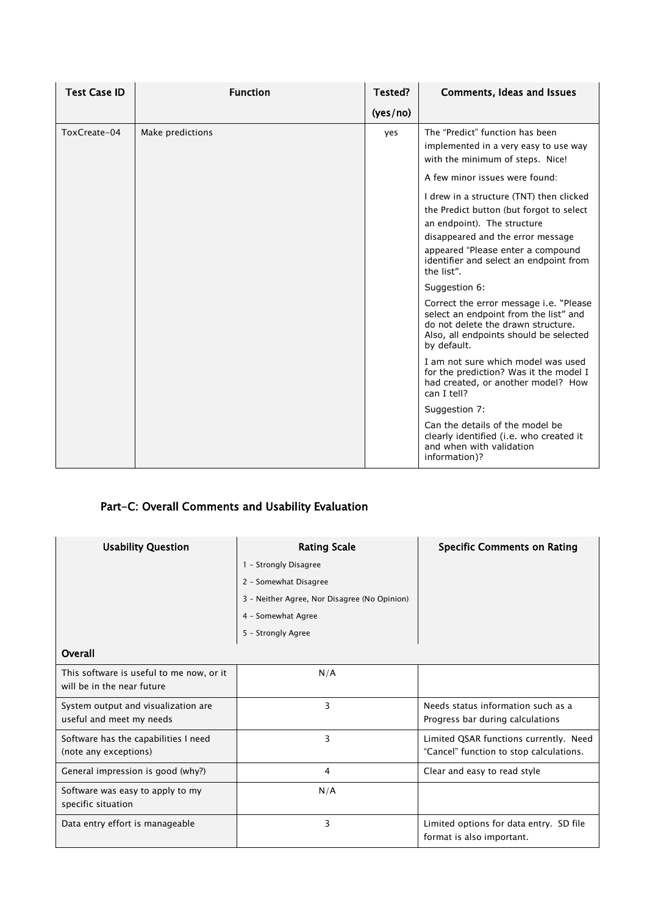| Test Case ID | Function | Tested? (yes/no) | Comments, Ideas and Issues |
|---|---|---|---|
| ToxCreate-04 | Make predictions | yes | The "Predict" function has been implemented in a very easy to use way with the minimum of steps. Nice!<br><br>A few minor issues were found:<br><br>I drew in a structure (TNT) then clicked the Predict button (but forgot to select an endpoint). The structure disappeared and the error message appeared "Please enter a compound identifier and select an endpoint from the list".<br><br>Suggestion 6:<br><br>Correct the error message i.e. "Please select an endpoint from the list" and do not delete the drawn structure. Also, all endpoints should be selected by default.<br><br>I am not sure which model was used for the prediction? Was it the model I had created, or another model? How can I tell?<br><br>Suggestion 7:<br><br>Can the details of the model be clearly identified (i.e. who created it and when with validation information)? |

## Part-C: Overall Comments and Usability Evaluation

| Usability Question | Rating Scale<br>1 - Strongly Disagree<br>2 - Somewhat Disagree<br>3 - Neither Agree, Nor Disagree (No Opinion)<br>4 - Somewhat Agree<br>5 - Strongly Agree | Specific Comments on Rating |
|---|---|---|
| **Overall** | | |
| This software is useful to me now, or it will be in the near future | N/A | |
| System output and visualization are useful and meet my needs | 3 | Needs status information such as a Progress bar during calculations |
| Software has the capabilities I need (note any exceptions) | 3 | Limited QSAR functions currently. Need "Cancel" function to stop calculations. |
| General impression is good (why?) | 4 | Clear and easy to read style |
| Software was easy to apply to my specific situation | N/A | |
| Data entry effort is manageable | 3 | Limited options for data entry. SD file format is also important. |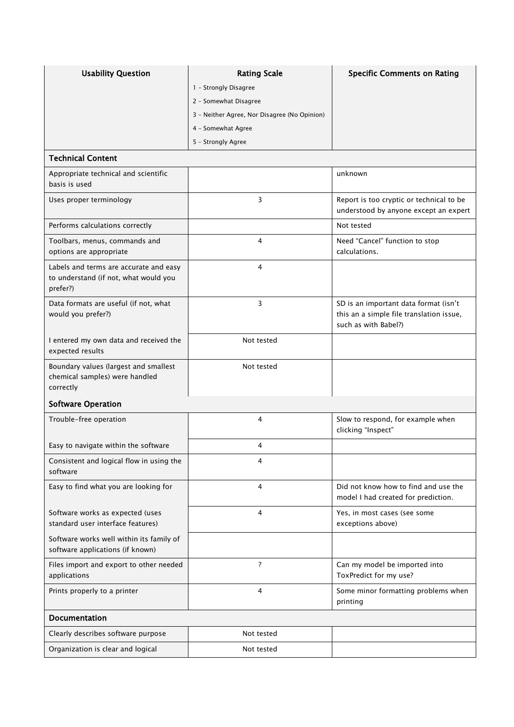| Usability Question | Rating Scale<br>1 – Strongly Disagree<br>2 – Somewhat Disagree<br>3 – Neither Agree, Nor Disagree (No Opinion)<br>4 – Somewhat Agree<br>5 – Strongly Agree | Specific Comments on Rating |
|---|---|---|
| **Technical Content** | | |
| Appropriate technical and scientific basis is used | | unknown |
| Uses proper terminology | 3 | Report is too cryptic or technical to be understood by anyone except an expert |
| Performs calculations correctly | | Not tested |
| Toolbars, menus, commands and options are appropriate | 4 | Need "Cancel" function to stop calculations. |
| Labels and terms are accurate and easy to understand (if not, what would you prefer?) | 4 | |
| Data formats are useful (if not, what would you prefer?) | 3 | SD is an important data format (isn't this an a simple file translation issue, such as with Babel?) |
| I entered my own data and received the expected results | Not tested | |
| Boundary values (largest and smallest chemical samples) were handled correctly | Not tested | |
| **Software Operation** | | |
| Trouble-free operation | 4 | Slow to respond, for example when clicking "Inspect" |
| Easy to navigate within the software | 4 | |
| Consistent and logical flow in using the software | 4 | |
| Easy to find what you are looking for | 4 | Did not know how to find and use the model I had created for prediction. |
| Software works as expected (uses standard user interface features) | 4 | Yes, in most cases (see some exceptions above) |
| Software works well within its family of software applications (if known) | | |
| Files import and export to other needed applications | ? | Can my model be imported into ToxPredict for my use? |
| Prints properly to a printer | 4 | Some minor formatting problems when printing |
| **Documentation** | | |
| Clearly describes software purpose | Not tested | |
| Organization is clear and logical | Not tested | |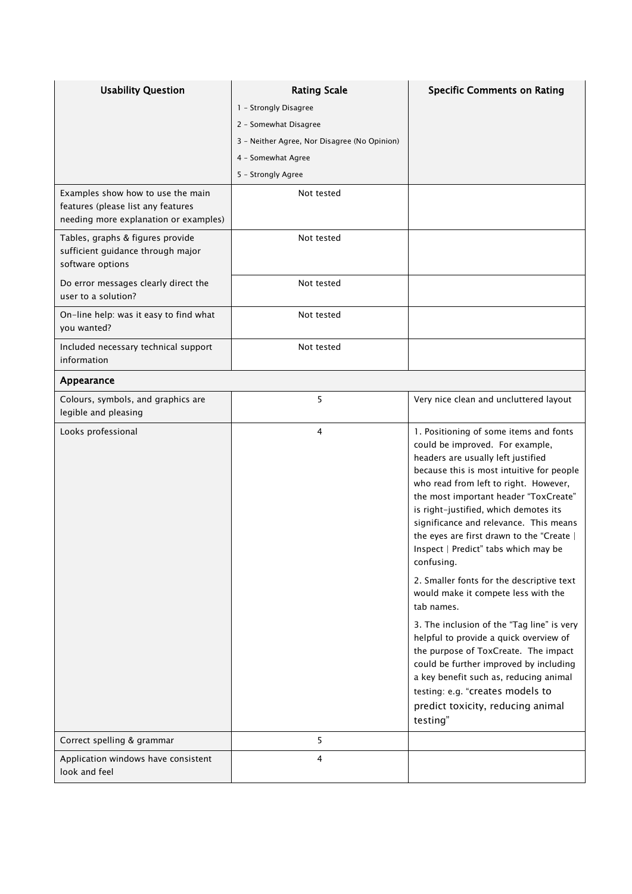| Usability Question | Rating Scale<br>1 - Strongly Disagree<br>2 - Somewhat Disagree<br>3 - Neither Agree, Nor Disagree (No Opinion)<br>4 - Somewhat Agree<br>5 - Strongly Agree | Specific Comments on Rating |
|---|---|---|
| Examples show how to use the main features (please list any features needing more explanation or examples) | Not tested | |
| Tables, graphs & figures provide sufficient guidance through major software options | Not tested | |
| Do error messages clearly direct the user to a solution? | Not tested | |
| On-line help: was it easy to find what you wanted? | Not tested | |
| Included necessary technical support information | Not tested | |
| **Appearance** | | |
| Colours, symbols, and graphics are legible and pleasing | 5 | Very nice clean and uncluttered layout |
| Looks professional | 4 | 1. Positioning of some items and fonts could be improved. For example, headers are usually left justified because this is most intuitive for people who read from left to right. However, the most important header "ToxCreate" is right-justified, which demotes its significance and relevance. This means the eyes are first drawn to the "Create \| Inspect \| Predict" tabs which may be confusing.<br><br>2. Smaller fonts for the descriptive text would make it compete less with the tab names.<br><br>3. The inclusion of the "Tag line" is very helpful to provide a quick overview of the purpose of ToxCreate. The impact could be further improved by including a key benefit such as, reducing animal testing: e.g. "creates models to predict toxicity, reducing animal testing" |
| Correct spelling & grammar | 5 | |
| Application windows have consistent look and feel | 4 | |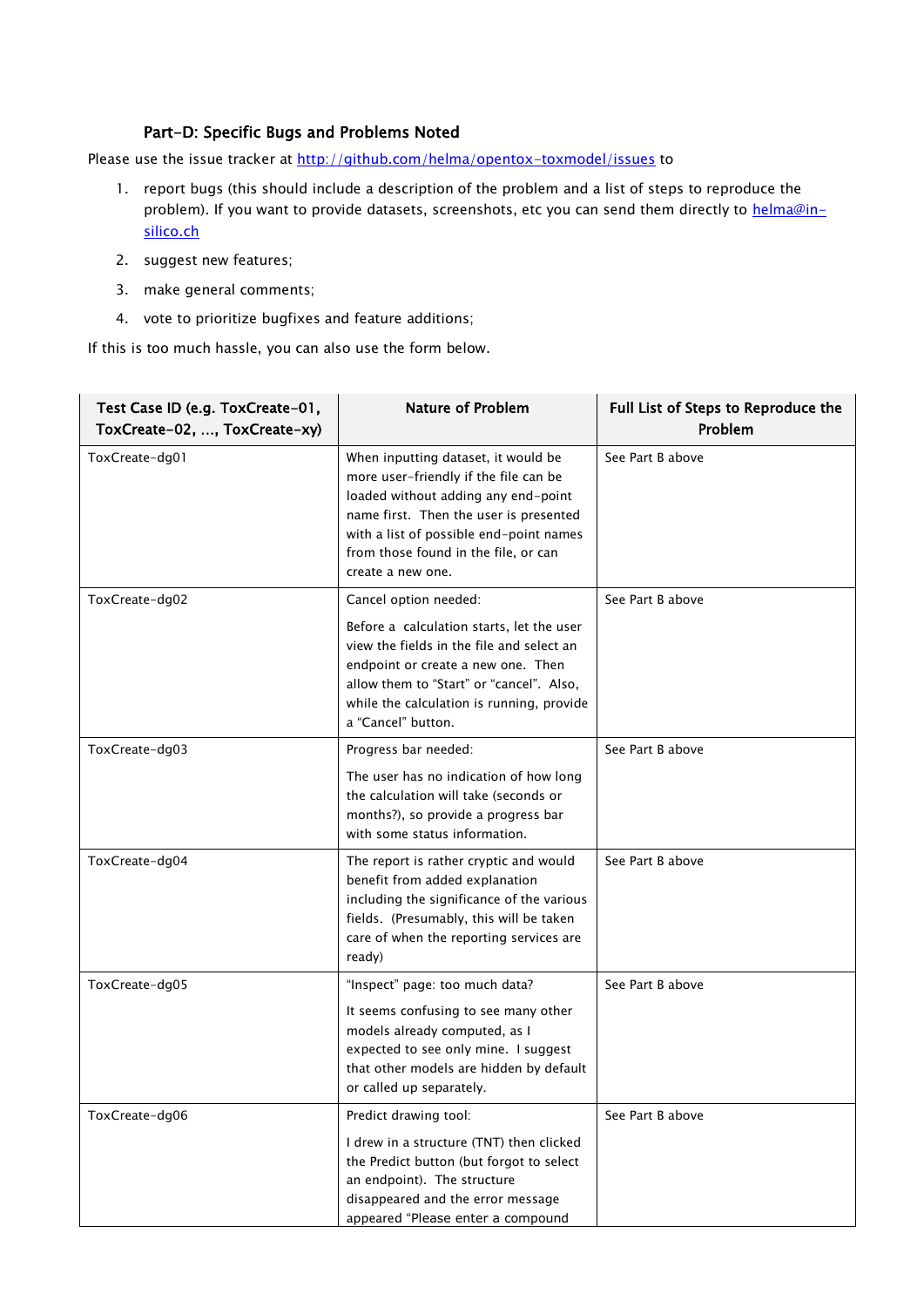### Part-D: Specific Bugs and Problems Noted

Please use the issue tracker at http://github.com/helma/opentox-toxmodel/issues to

1. report bugs (this should include a description of the problem and a list of steps to reproduce the problem). If you want to provide datasets, screenshots, etc you can send them directly to helma@in-silico.ch
2. suggest new features;
3. make general comments;
4. vote to prioritize bugfixes and feature additions;

If this is too much hassle, you can also use the form below.

| Test Case ID (e.g. ToxCreate-01, ToxCreate-02, ..., ToxCreate-xy) | Nature of Problem | Full List of Steps to Reproduce the Problem |
|---|---|---|
| ToxCreate-dg01 | When inputting dataset, it would be more user-friendly if the file can be loaded without adding any end-point name first. Then the user is presented with a list of possible end-point names from those found in the file, or can create a new one. | See Part B above |
| ToxCreate-dg02 | Cancel option needed:<br><br>Before a calculation starts, let the user view the fields in the file and select an endpoint or create a new one. Then allow them to "Start" or "cancel". Also, while the calculation is running, provide a "Cancel" button. | See Part B above |
| ToxCreate-dg03 | Progress bar needed:<br><br>The user has no indication of how long the calculation will take (seconds or months?), so provide a progress bar with some status information. | See Part B above |
| ToxCreate-dg04 | The report is rather cryptic and would benefit from added explanation including the significance of the various fields. (Presumably, this will be taken care of when the reporting services are ready) | See Part B above |
| ToxCreate-dg05 | "Inspect" page: too much data?<br><br>It seems confusing to see many other models already computed, as I expected to see only mine. I suggest that other models are hidden by default or called up separately. | See Part B above |
| ToxCreate-dg06 | Predict drawing tool:<br><br>I drew in a structure (TNT) then clicked the Predict button (but forgot to select an endpoint). The structure disappeared and the error message appeared "Please enter a compound | See Part B above |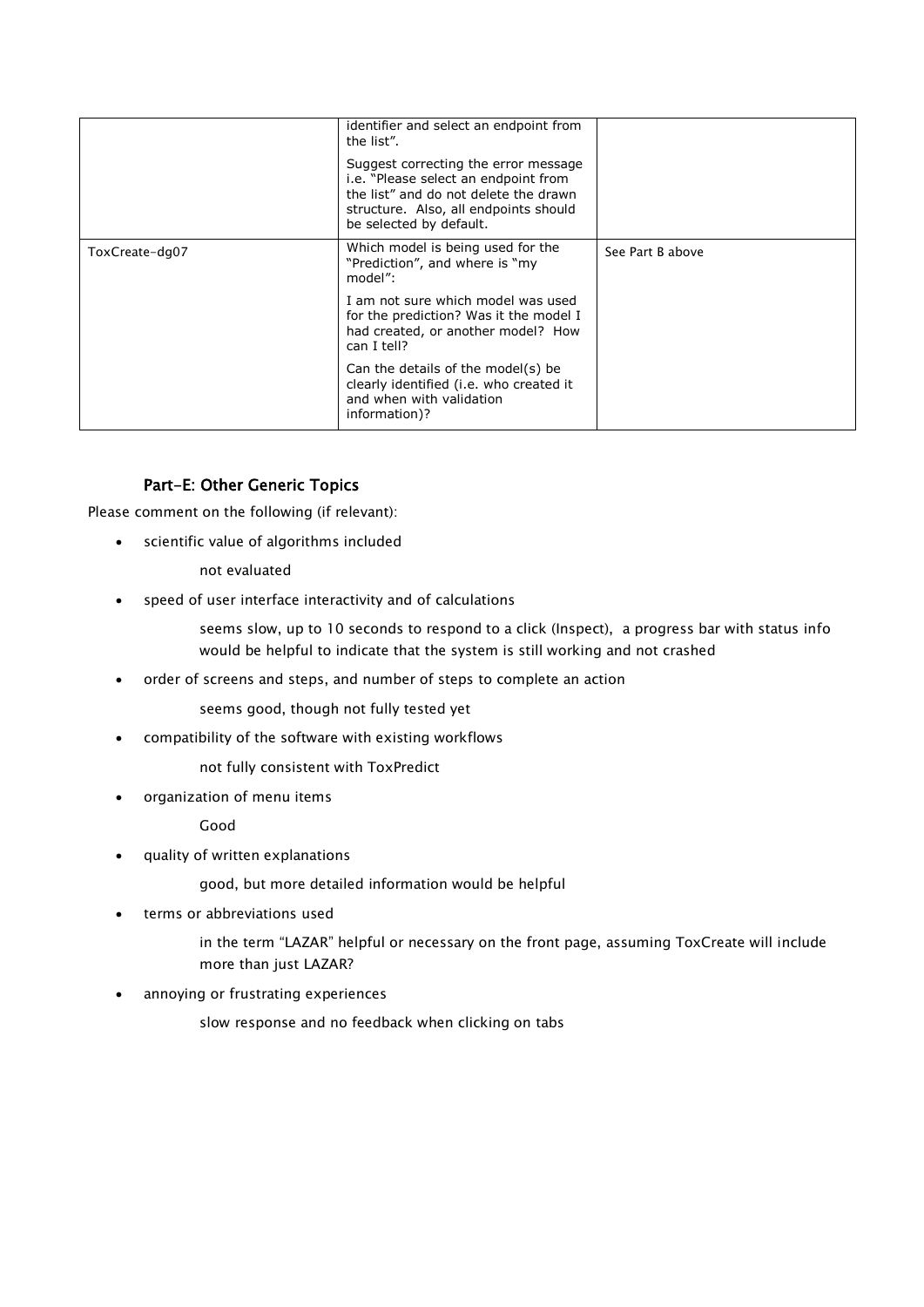| | | |
|---|---|---|
| | identifier and select an endpoint from the list".<br><br>Suggest correcting the error message i.e. "Please select an endpoint from the list" and do not delete the drawn structure. Also, all endpoints should be selected by default. | |
| ToxCreate-dg07 | Which model is being used for the "Prediction", and where is "my model":<br><br>I am not sure which model was used for the prediction? Was it the model I had created, or another model? How can I tell?<br><br>Can the details of the model(s) be clearly identified (i.e. who created it and when with validation information)? | See Part B above |

### Part-E: Other Generic Topics

Please comment on the following (if relevant):

- scientific value of algorithms included

  not evaluated

- speed of user interface interactivity and of calculations

  seems slow, up to 10 seconds to respond to a click (Inspect), a progress bar with status info would be helpful to indicate that the system is still working and not crashed

- order of screens and steps, and number of steps to complete an action

  seems good, though not fully tested yet

- compatibility of the software with existing workflows

  not fully consistent with ToxPredict

- organization of menu items

  Good

- quality of written explanations

  good, but more detailed information would be helpful

- terms or abbreviations used

  in the term "LAZAR" helpful or necessary on the front page, assuming ToxCreate will include more than just LAZAR?

- annoying or frustrating experiences

  slow response and no feedback when clicking on tabs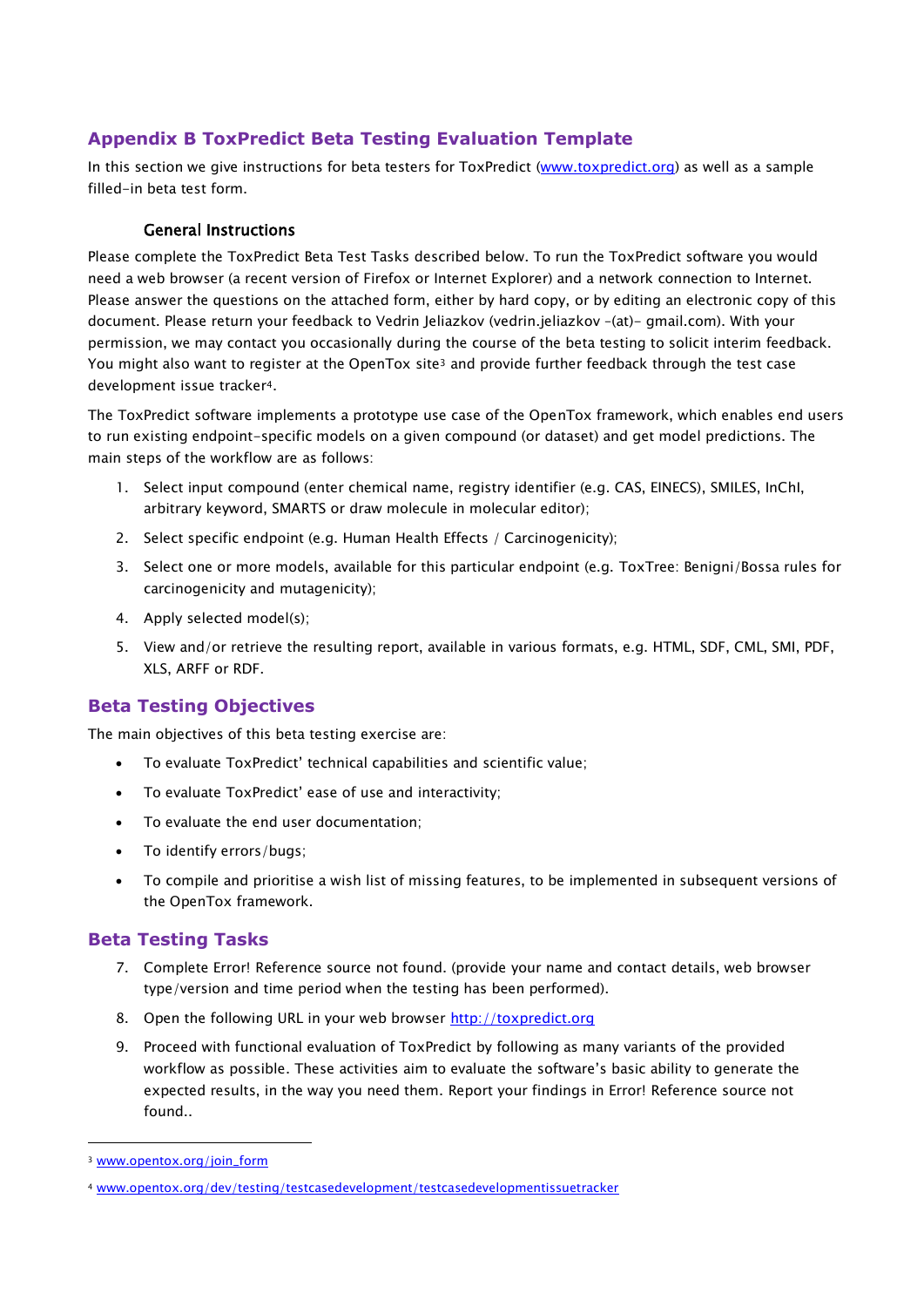## Appendix B ToxPredict Beta Testing Evaluation Template

In this section we give instructions for beta testers for ToxPredict (www.toxpredict.org) as well as a sample filled-in beta test form.

### General Instructions

Please complete the ToxPredict Beta Test Tasks described below. To run the ToxPredict software you would need a web browser (a recent version of Firefox or Internet Explorer) and a network connection to Internet. Please answer the questions on the attached form, either by hard copy, or by editing an electronic copy of this document. Please return your feedback to Vedrin Jeliazkov (vedrin.jeliazkov -(at)- gmail.com). With your permission, we may contact you occasionally during the course of the beta testing to solicit interim feedback. You might also want to register at the OpenTox site[3] and provide further feedback through the test case development issue tracker[4].

The ToxPredict software implements a prototype use case of the OpenTox framework, which enables end users to run existing endpoint-specific models on a given compound (or dataset) and get model predictions. The main steps of the workflow are as follows:

1. Select input compound (enter chemical name, registry identifier (e.g. CAS, EINECS), SMILES, InChI, arbitrary keyword, SMARTS or draw molecule in molecular editor);
2. Select specific endpoint (e.g. Human Health Effects / Carcinogenicity);
3. Select one or more models, available for this particular endpoint (e.g. ToxTree: Benigni/Bossa rules for carcinogenicity and mutagenicity);
4. Apply selected model(s);
5. View and/or retrieve the resulting report, available in various formats, e.g. HTML, SDF, CML, SMI, PDF, XLS, ARFF or RDF.

## Beta Testing Objectives

The main objectives of this beta testing exercise are:

- To evaluate ToxPredict' technical capabilities and scientific value;
- To evaluate ToxPredict' ease of use and interactivity;
- To evaluate the end user documentation;
- To identify errors/bugs;
- To compile and prioritise a wish list of missing features, to be implemented in subsequent versions of the OpenTox framework.

## Beta Testing Tasks

7. Complete Error! Reference source not found. (provide your name and contact details, web browser type/version and time period when the testing has been performed).
8. Open the following URL in your web browser http://toxpredict.org
9. Proceed with functional evaluation of ToxPredict by following as many variants of the provided workflow as possible. These activities aim to evaluate the software's basic ability to generate the expected results, in the way you need them. Report your findings in Error! Reference source not found..

---

[3] www.opentox.org/join_form

[4] www.opentox.org/dev/testing/testcasedevelopment/testcasedevelopmentissuetracker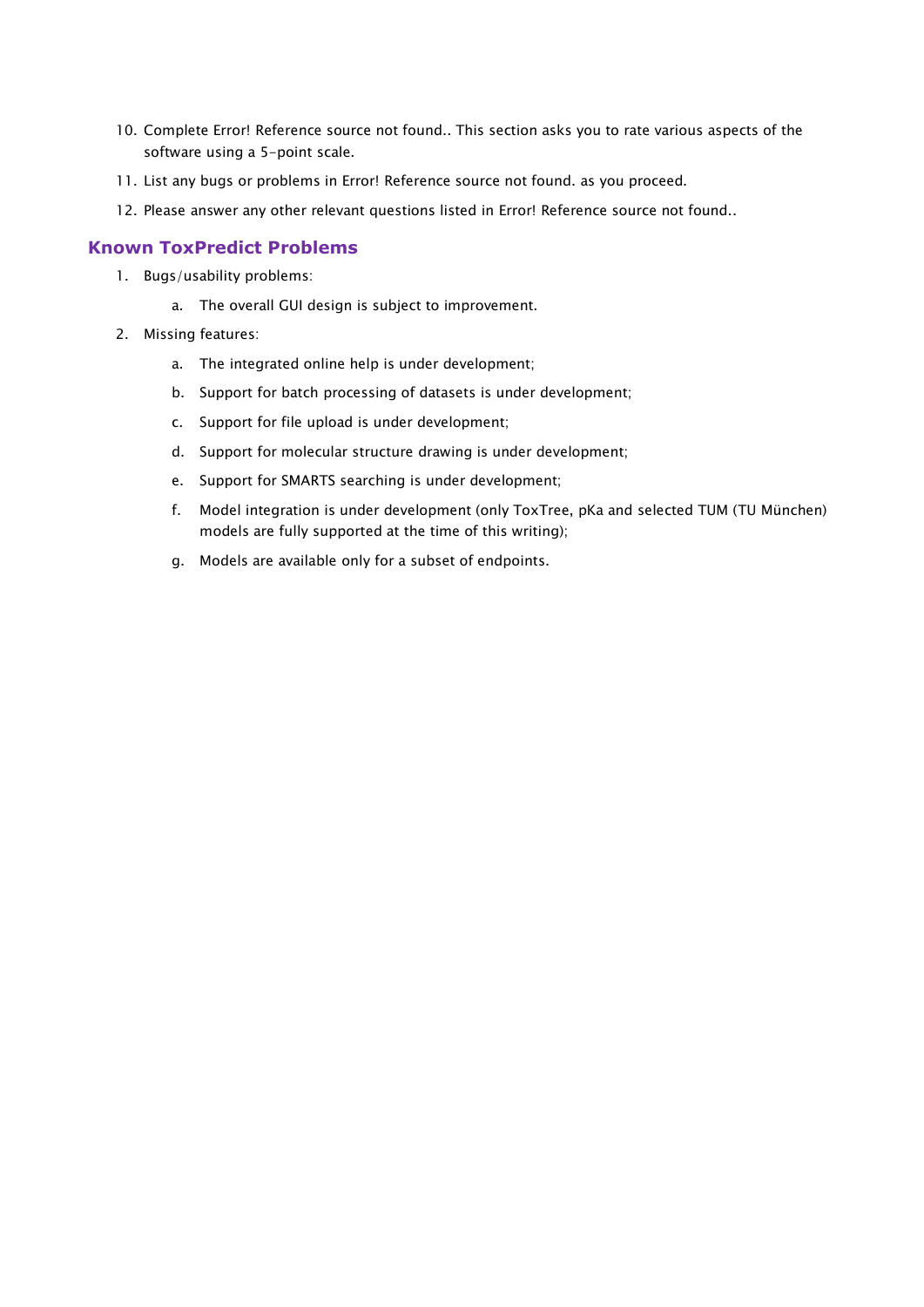10. Complete Error! Reference source not found.. This section asks you to rate various aspects of the software using a 5-point scale.
11. List any bugs or problems in Error! Reference source not found. as you proceed.
12. Please answer any other relevant questions listed in Error! Reference source not found..

## Known ToxPredict Problems

1. Bugs/usability problems:
    a. The overall GUI design is subject to improvement.
2. Missing features:
    a. The integrated online help is under development;
    b. Support for batch processing of datasets is under development;
    c. Support for file upload is under development;
    d. Support for molecular structure drawing is under development;
    e. Support for SMARTS searching is under development;
    f. Model integration is under development (only ToxTree, pKa and selected TUM (TU München) models are fully supported at the time of this writing);
    g. Models are available only for a subset of endpoints.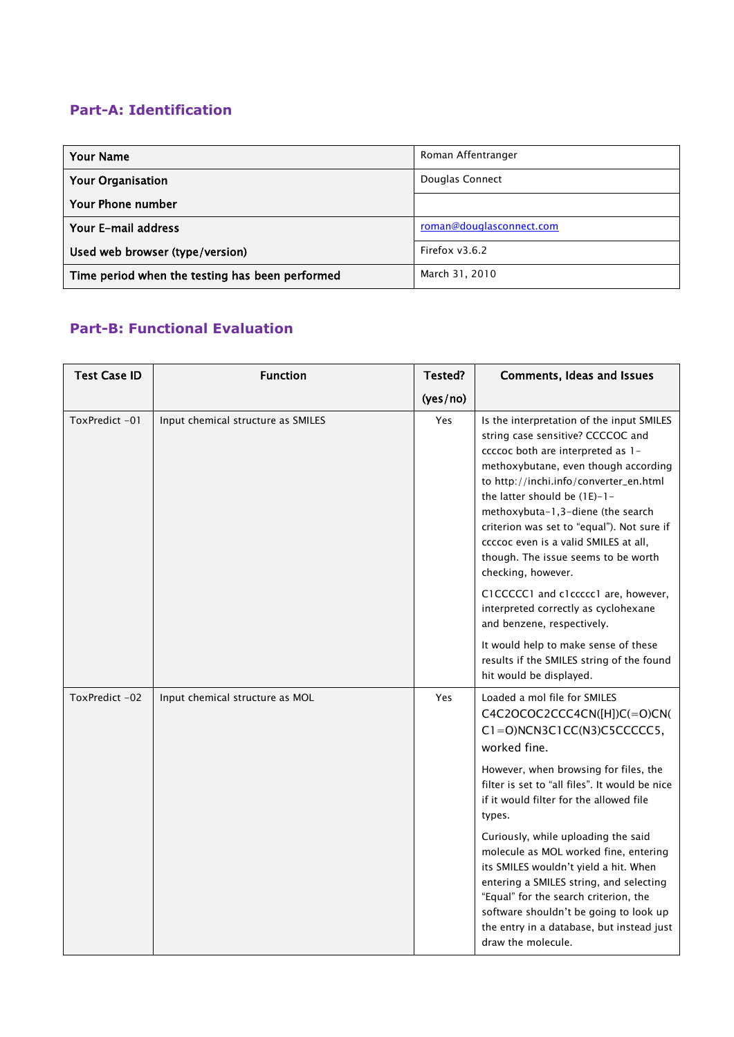## Part-A: Identification

| | |
|---|---|
| **Your Name** | Roman Affentranger |
| **Your Organisation** | Douglas Connect |
| **Your Phone number** | |
| **Your E-mail address** | roman@douglasconnect.com |
| **Used web browser (type/version)** | Firefox v3.6.2 |
| **Time period when the testing has been performed** | March 31, 2010 |

## Part-B: Functional Evaluation

| Test Case ID | Function | Tested? (yes/no) | Comments, Ideas and Issues |
|---|---|---|---|
| ToxPredict -01 | Input chemical structure as SMILES | Yes | Is the interpretation of the input SMILES string case sensitive? CCCCOC and ccccoc both are interpreted as 1-methoxybutane, even though according to http://inchi.info/converter_en.html the latter should be (1E)-1-methoxybuta-1,3-diene (the search criterion was set to "equal"). Not sure if ccccoc even is a valid SMILES at all, though. The issue seems to be worth checking, however.<br><br>C1CCCCC1 and c1ccccc1 are, however, interpreted correctly as cyclohexane and benzene, respectively.<br><br>It would help to make sense of these results if the SMILES string of the found hit would be displayed. |
| ToxPredict -02 | Input chemical structure as MOL | Yes | Loaded a mol file for SMILES C4C2OCOC2CCC4CN([H])C(=O)CN(C1=O)NCN3C1CC(N3)C5CCCCC5, worked fine.<br><br>However, when browsing for files, the filter is set to "all files". It would be nice if it would filter for the allowed file types.<br><br>Curiously, while uploading the said molecule as MOL worked fine, entering its SMILES wouldn't yield a hit. When entering a SMILES string, and selecting "Equal" for the search criterion, the software shouldn't be going to look up the entry in a database, but instead just draw the molecule. |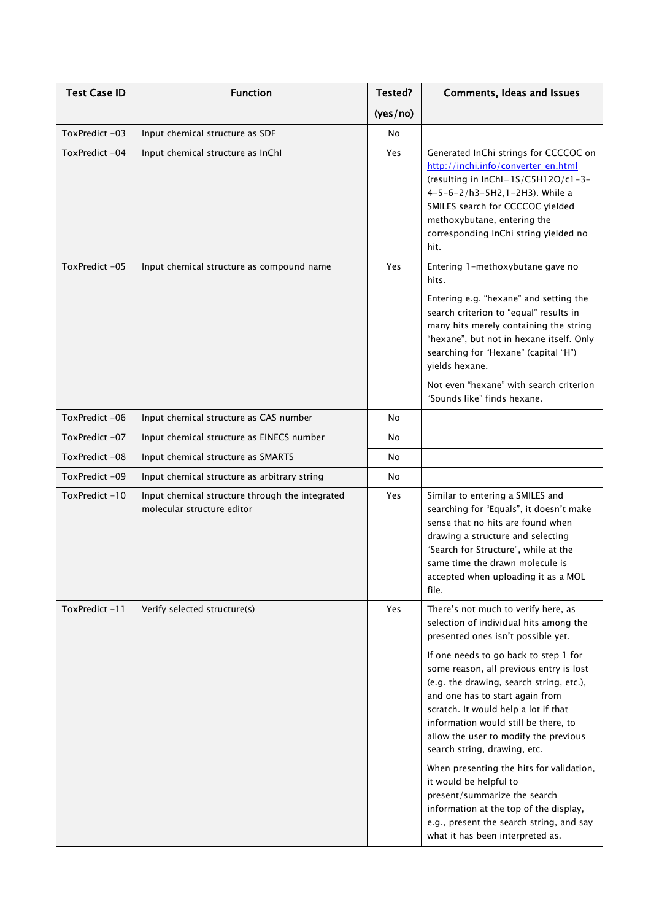| Test Case ID | Function | Tested? (yes/no) | Comments, Ideas and Issues |
|---|---|---|---|
| ToxPredict -03 | Input chemical structure as SDF | No | |
| ToxPredict -04 | Input chemical structure as InChI | Yes | Generated InChi strings for CCCCOC on http://inchi.info/converter_en.html (resulting in InChI=1S/C5H12O/c1-3-4-5-6-2/h3-5H2,1-2H3). While a SMILES search for CCCCOC yielded methoxybutane, entering the corresponding InChi string yielded no hit. |
| ToxPredict -05 | Input chemical structure as compound name | Yes | Entering 1-methoxybutane gave no hits.<br><br>Entering e.g. "hexane" and setting the search criterion to "equal" results in many hits merely containing the string "hexane", but not in hexane itself. Only searching for "Hexane" (capital "H") yields hexane.<br><br>Not even "hexane" with search criterion "Sounds like" finds hexane. |
| ToxPredict -06 | Input chemical structure as CAS number | No | |
| ToxPredict -07 | Input chemical structure as EINECS number | No | |
| ToxPredict -08 | Input chemical structure as SMARTS | No | |
| ToxPredict -09 | Input chemical structure as arbitrary string | No | |
| ToxPredict -10 | Input chemical structure through the integrated molecular structure editor | Yes | Similar to entering a SMILES and searching for "Equals", it doesn't make sense that no hits are found when drawing a structure and selecting "Search for Structure", while at the same time the drawn molecule is accepted when uploading it as a MOL file. |
| ToxPredict -11 | Verify selected structure(s) | Yes | There's not much to verify here, as selection of individual hits among the presented ones isn't possible yet.<br><br>If one needs to go back to step 1 for some reason, all previous entry is lost (e.g. the drawing, search string, etc.), and one has to start again from scratch. It would help a lot if that information would still be there, to allow the user to modify the previous search string, drawing, etc.<br><br>When presenting the hits for validation, it would be helpful to present/summarize the search information at the top of the display, e.g., present the search string, and say what it has been interpreted as. |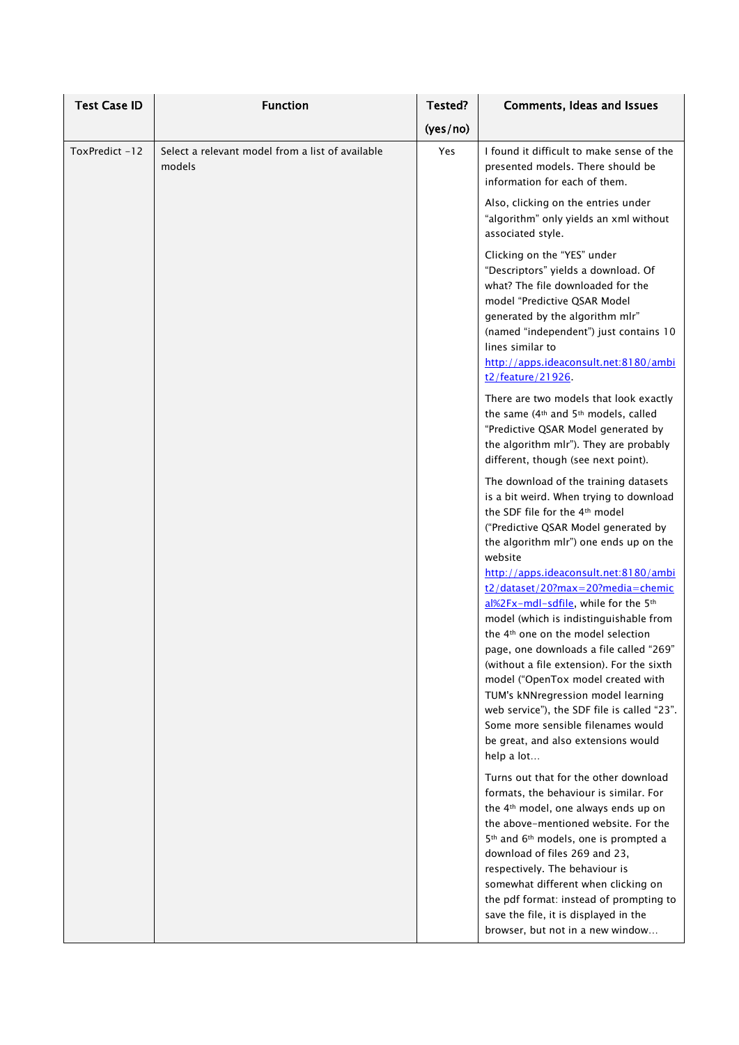| Test Case ID | Function | Tested? (yes/no) | Comments, Ideas and Issues |
|---|---|---|---|
| ToxPredict -12 | Select a relevant model from a list of available models | Yes | I found it difficult to make sense of the presented models. There should be information for each of them.<br><br>Also, clicking on the entries under "algorithm" only yields an xml without associated style.<br><br>Clicking on the "YES" under "Descriptors" yields a download. Of what? The file downloaded for the model "Predictive QSAR Model generated by the algorithm mlr" (named "independent") just contains 10 lines similar to http://apps.ideaconsult.net:8180/ambit2/feature/21926.<br><br>There are two models that look exactly the same (4th and 5th models, called "Predictive QSAR Model generated by the algorithm mlr"). They are probably different, though (see next point).<br><br>The download of the training datasets is a bit weird. When trying to download the SDF file for the 4th model ("Predictive QSAR Model generated by the algorithm mlr") one ends up on the website http://apps.ideaconsult.net:8180/ambit2/dataset/20?max=20?media=chemical%2Fx-mdl-sdfile, while for the 5th model (which is indistinguishable from the 4th one on the model selection page, one downloads a file called "269" (without a file extension). For the sixth model ("OpenTox model created with TUM's kNNregression model learning web service"), the SDF file is called "23". Some more sensible filenames would be great, and also extensions would help a lot…<br><br>Turns out that for the other download formats, the behaviour is similar. For the 4th model, one always ends up on the above-mentioned website. For the 5th and 6th models, one is prompted a download of files 269 and 23, respectively. The behaviour is somewhat different when clicking on the pdf format: instead of prompting to save the file, it is displayed in the browser, but not in a new window… |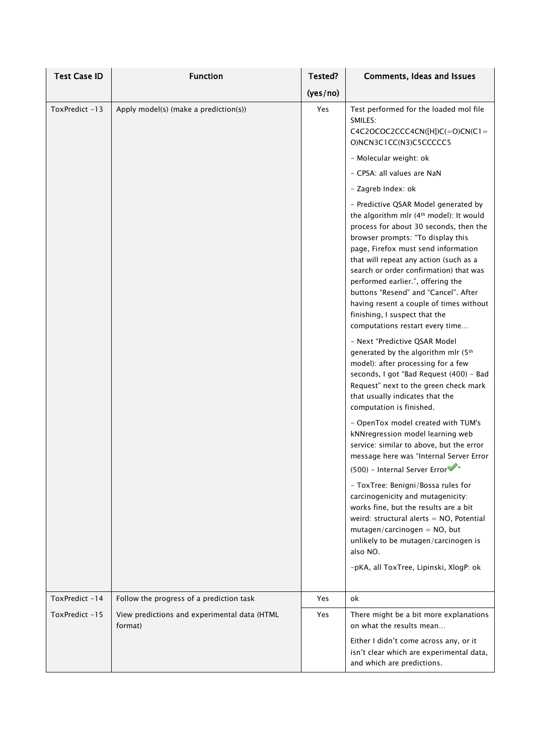| Test Case ID | Function | Tested? (yes/no) | Comments, Ideas and Issues |
|---|---|---|---|
| ToxPredict -13 | Apply model(s) (make a prediction(s)) | Yes | Test performed for the loaded mol file SMILES: C4C2OCOC2CCC4CN([H])C(=O)CN(C1=O)NCN3C1CC(N3)C5CCCCC5<br><br>- Molecular weight: ok<br><br>- CPSA: all values are NaN<br><br>- Zagreb Index: ok<br><br>- Predictive QSAR Model generated by the algorithm mlr (4th model): It would process for about 30 seconds, then the browser prompts: “To display this page, Firefox must send information that will repeat any action (such as a search or order confirmation) that was performed earlier.”, offering the buttons “Resend” and “Cancel”. After having resent a couple of times without finishing, I suspect that the computations restart every time…<br><br>- Next “Predictive QSAR Model generated by the algorithm mlr (5th model): after processing for a few seconds, I got “Bad Request (400) - Bad Request” next to the green check mark that usually indicates that the computation is finished.<br><br>- OpenTox model created with TUM's kNNregression model learning web service: similar to above, but the error message here was “Internal Server Error (500) - Internal Server Error✔”<br><br>- ToxTree: Benigni/Bossa rules for carcinogenicity and mutagenicity: works fine, but the results are a bit weird: structural alerts = NO, Potential mutagen/carcinogen = NO, but unlikely to be mutagen/carcinogen is also NO.<br><br>-pKA, all ToxTree, Lipinski, XlogP: ok |
| ToxPredict -14 | Follow the progress of a prediction task | Yes | ok |
| ToxPredict -15 | View predictions and experimental data (HTML format) | Yes | There might be a bit more explanations on what the results mean…<br><br>Either I didn’t come across any, or it isn’t clear which are experimental data, and which are predictions. |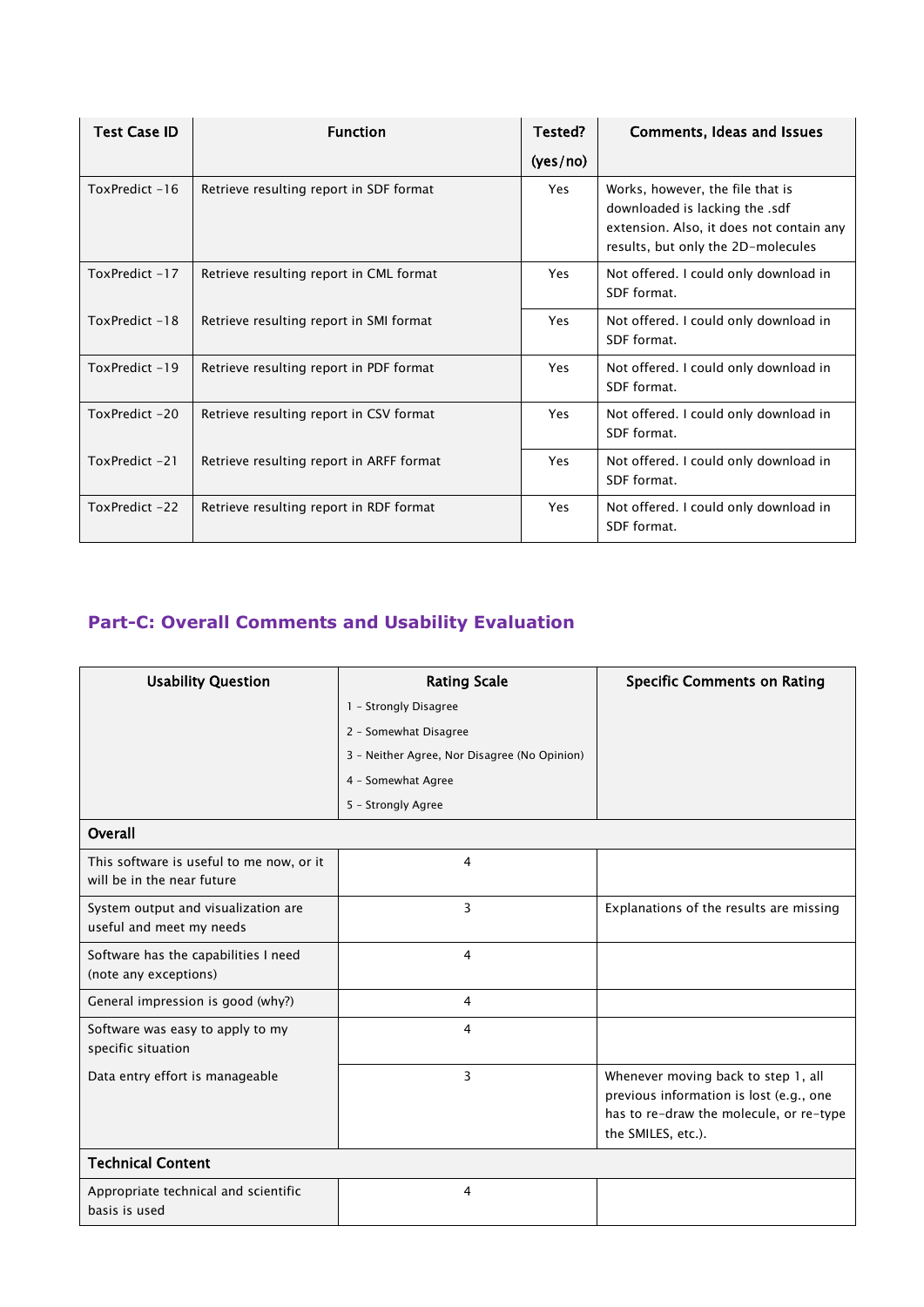| Test Case ID | Function | Tested? (yes/no) | Comments, Ideas and Issues |
|---|---|---|---|
| ToxPredict -16 | Retrieve resulting report in SDF format | Yes | Works, however, the file that is downloaded is lacking the .sdf extension. Also, it does not contain any results, but only the 2D-molecules |
| ToxPredict -17 | Retrieve resulting report in CML format | Yes | Not offered. I could only download in SDF format. |
| ToxPredict -18 | Retrieve resulting report in SMI format | Yes | Not offered. I could only download in SDF format. |
| ToxPredict -19 | Retrieve resulting report in PDF format | Yes | Not offered. I could only download in SDF format. |
| ToxPredict -20 | Retrieve resulting report in CSV format | Yes | Not offered. I could only download in SDF format. |
| ToxPredict -21 | Retrieve resulting report in ARFF format | Yes | Not offered. I could only download in SDF format. |
| ToxPredict -22 | Retrieve resulting report in RDF format | Yes | Not offered. I could only download in SDF format. |

## Part-C: Overall Comments and Usability Evaluation

| Usability Question | Rating Scale<br>1 - Strongly Disagree<br>2 - Somewhat Disagree<br>3 - Neither Agree, Nor Disagree (No Opinion)<br>4 - Somewhat Agree<br>5 - Strongly Agree | Specific Comments on Rating |
|---|---|---|
| **Overall** | | |
| This software is useful to me now, or it will be in the near future | 4 | |
| System output and visualization are useful and meet my needs | 3 | Explanations of the results are missing |
| Software has the capabilities I need (note any exceptions) | 4 | |
| General impression is good (why?) | 4 | |
| Software was easy to apply to my specific situation | 4 | |
| Data entry effort is manageable | 3 | Whenever moving back to step 1, all previous information is lost (e.g., one has to re-draw the molecule, or re-type the SMILES, etc.). |
| **Technical Content** | | |
| Appropriate technical and scientific basis is used | 4 | |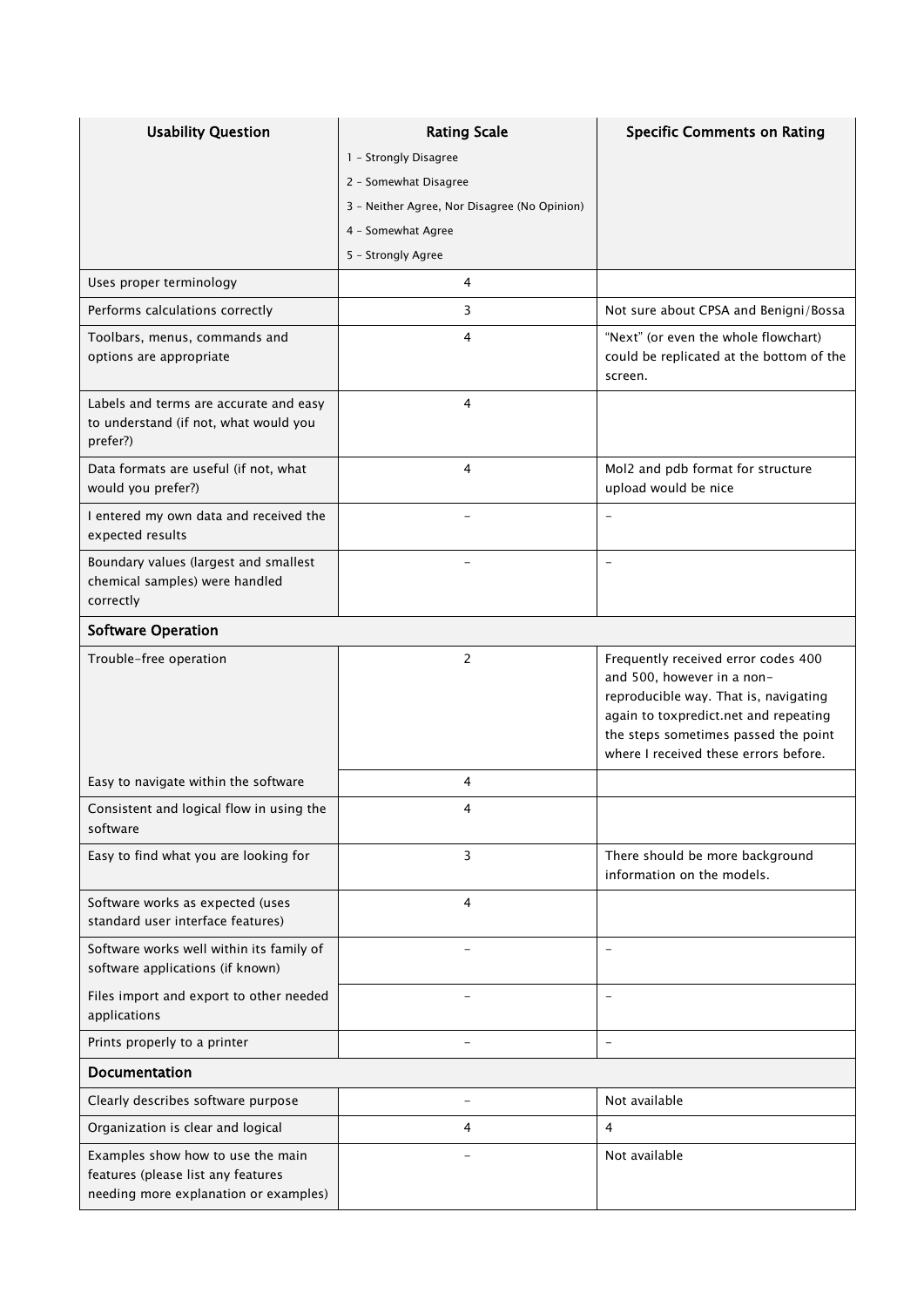| Usability Question | Rating Scale<br>1 – Strongly Disagree<br>2 – Somewhat Disagree<br>3 – Neither Agree, Nor Disagree (No Opinion)<br>4 – Somewhat Agree<br>5 – Strongly Agree | Specific Comments on Rating |
|---|---|---|
| Uses proper terminology | 4 | |
| Performs calculations correctly | 3 | Not sure about CPSA and Benigni/Bossa |
| Toolbars, menus, commands and options are appropriate | 4 | "Next" (or even the whole flowchart) could be replicated at the bottom of the screen. |
| Labels and terms are accurate and easy to understand (if not, what would you prefer?) | 4 | |
| Data formats are useful (if not, what would you prefer?) | 4 | Mol2 and pdb format for structure upload would be nice |
| I entered my own data and received the expected results | – | – |
| Boundary values (largest and smallest chemical samples) were handled correctly | – | – |
| **Software Operation** | | |
| Trouble-free operation | 2 | Frequently received error codes 400 and 500, however in a non-reproducible way. That is, navigating again to toxpredict.net and repeating the steps sometimes passed the point where I received these errors before. |
| Easy to navigate within the software | 4 | |
| Consistent and logical flow in using the software | 4 | |
| Easy to find what you are looking for | 3 | There should be more background information on the models. |
| Software works as expected (uses standard user interface features) | 4 | |
| Software works well within its family of software applications (if known) | – | – |
| Files import and export to other needed applications | – | – |
| Prints properly to a printer | – | – |
| **Documentation** | | |
| Clearly describes software purpose | – | Not available |
| Organization is clear and logical | 4 | 4 |
| Examples show how to use the main features (please list any features needing more explanation or examples) | – | Not available |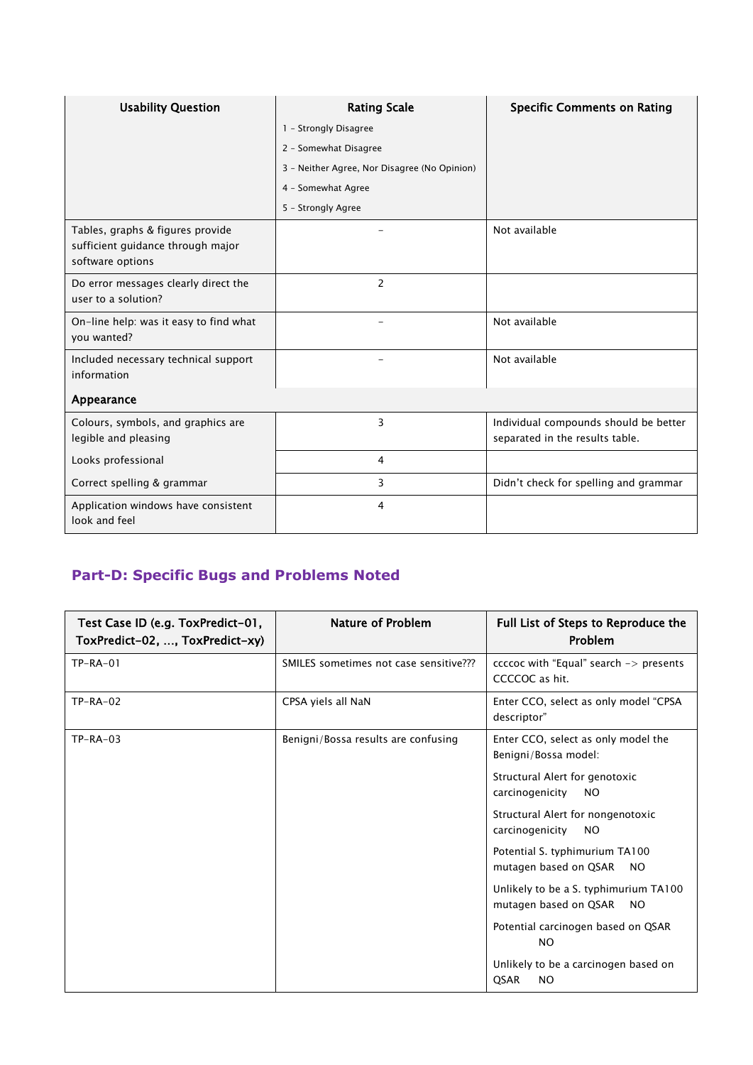| Usability Question | Rating Scale<br>1 – Strongly Disagree<br>2 – Somewhat Disagree<br>3 – Neither Agree, Nor Disagree (No Opinion)<br>4 – Somewhat Agree<br>5 – Strongly Agree | Specific Comments on Rating |
|---|---|---|
| Tables, graphs & figures provide sufficient guidance through major software options | – | Not available |
| Do error messages clearly direct the user to a solution? | 2 | |
| On-line help: was it easy to find what you wanted? | – | Not available |
| Included necessary technical support information | – | Not available |
| **Appearance** | | |
| Colours, symbols, and graphics are legible and pleasing | 3 | Individual compounds should be better separated in the results table. |
| Looks professional | 4 | |
| Correct spelling & grammar | 3 | Didn't check for spelling and grammar |
| Application windows have consistent look and feel | 4 | |

## Part-D: Specific Bugs and Problems Noted

| Test Case ID (e.g. ToxPredict-01, ToxPredict-02, ..., ToxPredict-xy) | Nature of Problem | Full List of Steps to Reproduce the Problem |
|---|---|---|
| TP-RA-01 | SMILES sometimes not case sensitive??? | ccccoc with "Equal" search -> presents CCCCOC as hit. |
| TP-RA-02 | CPSA yiels all NaN | Enter CCO, select as only model "CPSA descriptor" |
| TP-RA-03 | Benigni/Bossa results are confusing | Enter CCO, select as only model the Benigni/Bossa model:<br>Structural Alert for genotoxic carcinogenicity NO<br>Structural Alert for nongenotoxic carcinogenicity NO<br>Potential S. typhimurium TA100 mutagen based on QSAR NO<br>Unlikely to be a S. typhimurium TA100 mutagen based on QSAR NO<br>Potential carcinogen based on QSAR NO<br>Unlikely to be a carcinogen based on QSAR NO |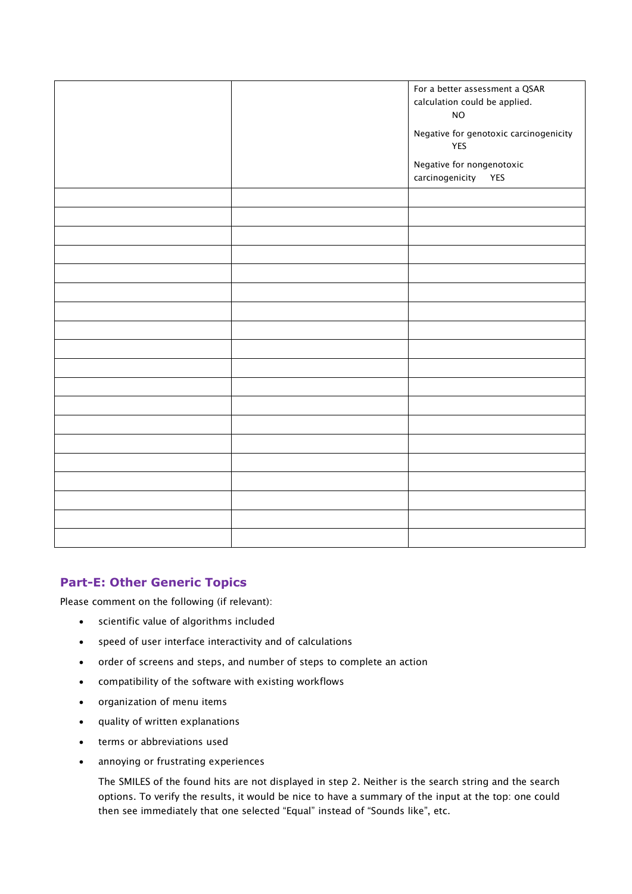| | | |
|---|---|---|
| | | For a better assessment a QSAR calculation could be applied. NO<br><br>Negative for genotoxic carcinogenicity YES<br><br>Negative for nongenotoxic carcinogenicity YES |
| | | |
| | | |
| | | |
| | | |
| | | |
| | | |
| | | |
| | | |
| | | |
| | | |
| | | |
| | | |
| | | |
| | | |
| | | |
| | | |
| | | |
| | | |
| | | |

## Part-E: Other Generic Topics

Please comment on the following (if relevant):

- scientific value of algorithms included
- speed of user interface interactivity and of calculations
- order of screens and steps, and number of steps to complete an action
- compatibility of the software with existing workflows
- organization of menu items
- quality of written explanations
- terms or abbreviations used
- annoying or frustrating experiences

  The SMILES of the found hits are not displayed in step 2. Neither is the search string and the search options. To verify the results, it would be nice to have a summary of the input at the top: one could then see immediately that one selected “Equal” instead of “Sounds like”, etc.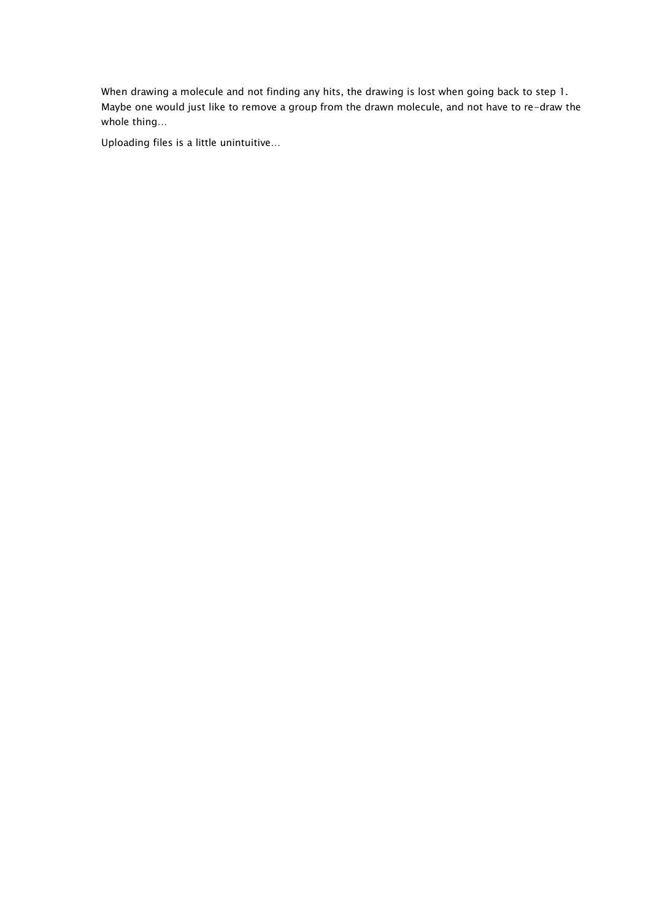When drawing a molecule and not finding any hits, the drawing is lost when going back to step 1. Maybe one would just like to remove a group from the drawn molecule, and not have to re-draw the whole thing…

Uploading files is a little unintuitive…